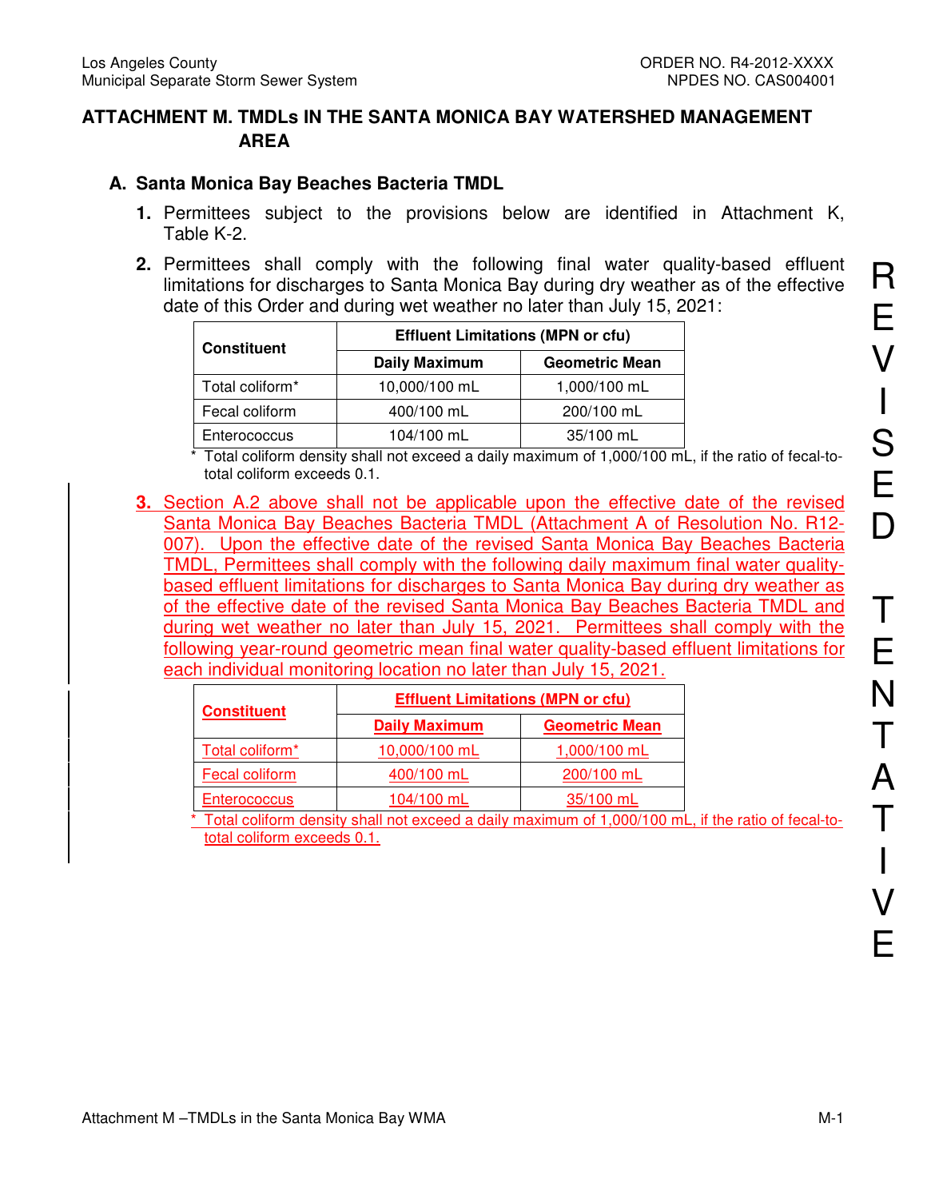## ATTACHMENT M. TMDLs IN THE SANTA MONICA BAY WATERSHED MANAGEMENT AREA

### A. Santa Monica Bay Beaches Bacteria TMDL

1. Permittees subject to the provisions below are identified in Attachment K, Table K-2.

2. Permittees shall comply with the following final water quality-based effluent limitations for discharges to Santa Monica Bay during dry weather as of the effective date of this Order and during wet weather no later than July 15, 2021:

| Constituent | Effluent Limitations (MPN or cfu) | |
|---|---|---|
| | Daily Maximum | Geometric Mean |
| Total coliform* | 10,000/100 mL | 1,000/100 mL |
| Fecal coliform | 400/100 mL | 200/100 mL |
| Enterococcus | 104/100 mL | 35/100 mL |

\* Total coliform density shall not exceed a daily maximum of 1,000/100 mL, if the ratio of fecal-to-total coliform exceeds 0.1.

3. Section A.2 above shall not be applicable upon the effective date of the revised Santa Monica Bay Beaches Bacteria TMDL (Attachment A of Resolution No. R12-007). Upon the effective date of the revised Santa Monica Bay Beaches Bacteria TMDL, Permittees shall comply with the following daily maximum final water quality-based effluent limitations for discharges to Santa Monica Bay during dry weather as of the effective date of the revised Santa Monica Bay Beaches Bacteria TMDL and during wet weather no later than July 15, 2021. Permittees shall comply with the following year-round geometric mean final water quality-based effluent limitations for each individual monitoring location no later than July 15, 2021.

| Constituent | Effluent Limitations (MPN or cfu) | |
|---|---|---|
| | Daily Maximum | Geometric Mean |
| Total coliform* | 10,000/100 mL | 1,000/100 mL |
| Fecal coliform | 400/100 mL | 200/100 mL |
| Enterococcus | 104/100 mL | 35/100 mL |

\* Total coliform density shall not exceed a daily maximum of 1,000/100 mL, if the ratio of fecal-to-total coliform exceeds 0.1.

REVISED TENTATIVE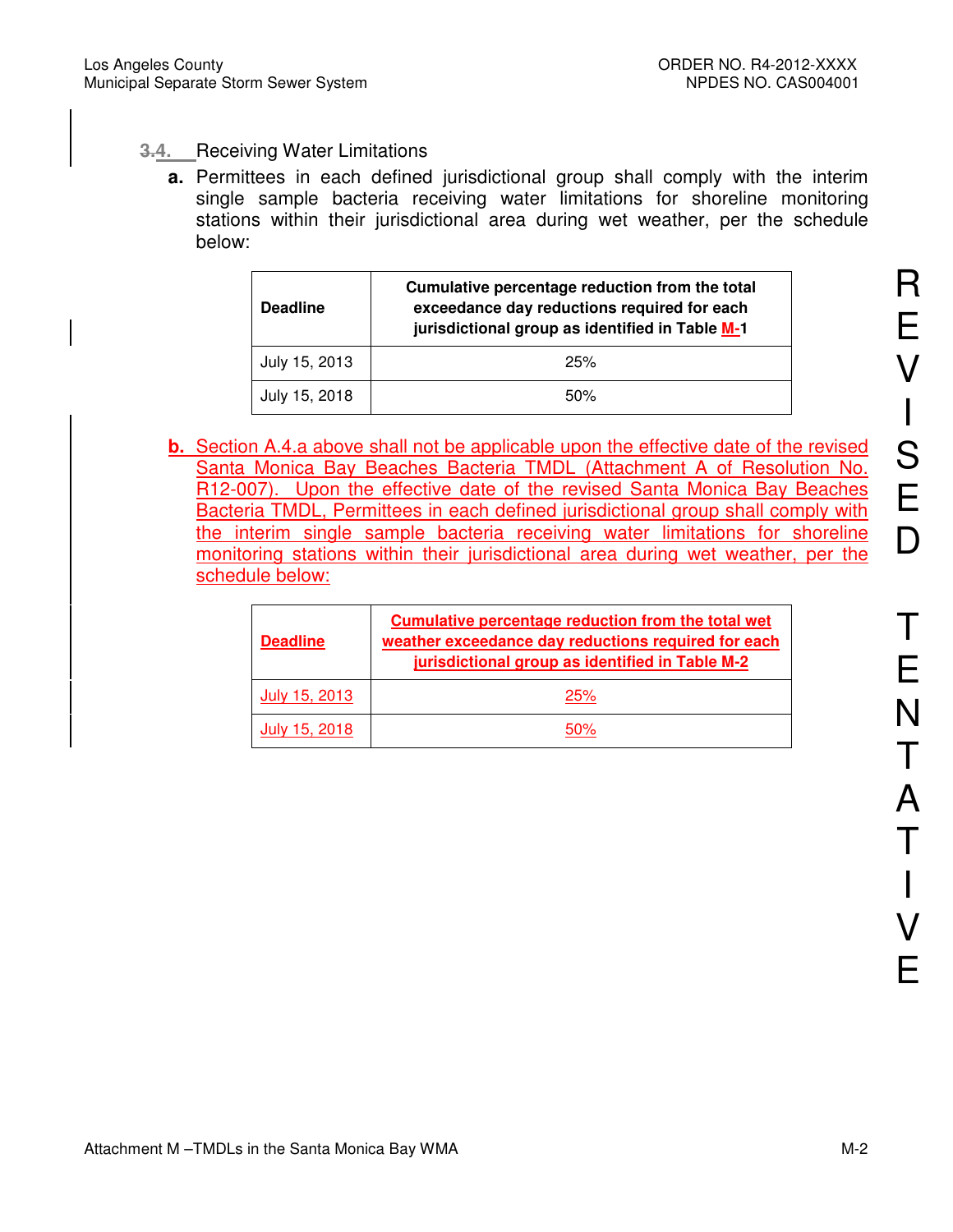## 3.4. Receiving Water Limitations

**a.** Permittees in each defined jurisdictional group shall comply with the interim single sample bacteria receiving water limitations for shoreline monitoring stations within their jurisdictional area during wet weather, per the schedule below:

| Deadline | Cumulative percentage reduction from the total exceedance day reductions required for each jurisdictional group as identified in Table M-1 |
|---|---|
| July 15, 2013 | 25% |
| July 15, 2018 | 50% |

**b.** Section A.4.a above shall not be applicable upon the effective date of the revised Santa Monica Bay Beaches Bacteria TMDL (Attachment A of Resolution No. R12-007). Upon the effective date of the revised Santa Monica Bay Beaches Bacteria TMDL, Permittees in each defined jurisdictional group shall comply with the interim single sample bacteria receiving water limitations for shoreline monitoring stations within their jurisdictional area during wet weather, per the schedule below:

| Deadline | Cumulative percentage reduction from the total wet weather exceedance day reductions required for each jurisdictional group as identified in Table M-2 |
|---|---|
| July 15, 2013 | 25% |
| July 15, 2018 | 50% |

REVISED TENTATIVE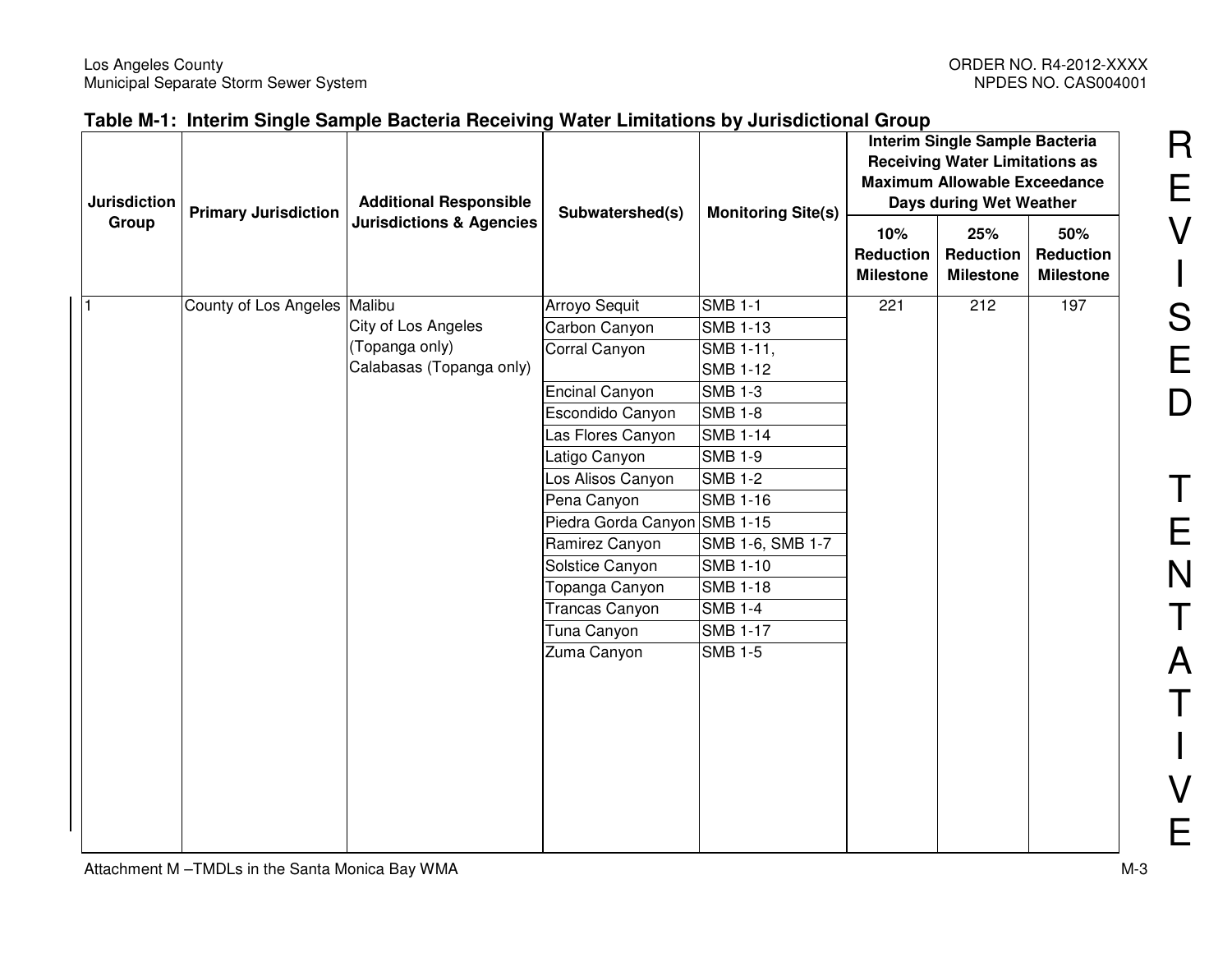**Table M-1: Interim Single Sample Bacteria Receiving Water Limitations by Jurisdictional Group**

| Jurisdiction Group | Primary Jurisdiction | Additional Responsible Jurisdictions & Agencies | Subwatershed(s) | Monitoring Site(s) | Interim Single Sample Bacteria Receiving Water Limitations as Maximum Allowable Exceedance Days during Wet Weather | | |
|---|---|---|---|---|---|---|---|
| | | | | | 10% Reduction Milestone | 25% Reduction Milestone | 50% Reduction Milestone |
| 1 | County of Los Angeles | Malibu<br>City of Los Angeles (Topanga only)<br>Calabasas (Topanga only) | Arroyo Sequit | SMB 1-1 | 221 | 212 | 197 |
| | | | Carbon Canyon | SMB 1-13 | | | |
| | | | Corral Canyon | SMB 1-11, SMB 1-12 | | | |
| | | | Encinal Canyon | SMB 1-3 | | | |
| | | | Escondido Canyon | SMB 1-8 | | | |
| | | | Las Flores Canyon | SMB 1-14 | | | |
| | | | Latigo Canyon | SMB 1-9 | | | |
| | | | Los Alisos Canyon | SMB 1-2 | | | |
| | | | Pena Canyon | SMB 1-16 | | | |
| | | | Piedra Gorda Canyon | SMB 1-15 | | | |
| | | | Ramirez Canyon | SMB 1-6, SMB 1-7 | | | |
| | | | Solstice Canyon | SMB 1-10 | | | |
| | | | Topanga Canyon | SMB 1-18 | | | |
| | | | Trancas Canyon | SMB 1-4 | | | |
| | | | Tuna Canyon | SMB 1-17 | | | |
| | | | Zuma Canyon | SMB 1-5 | | | |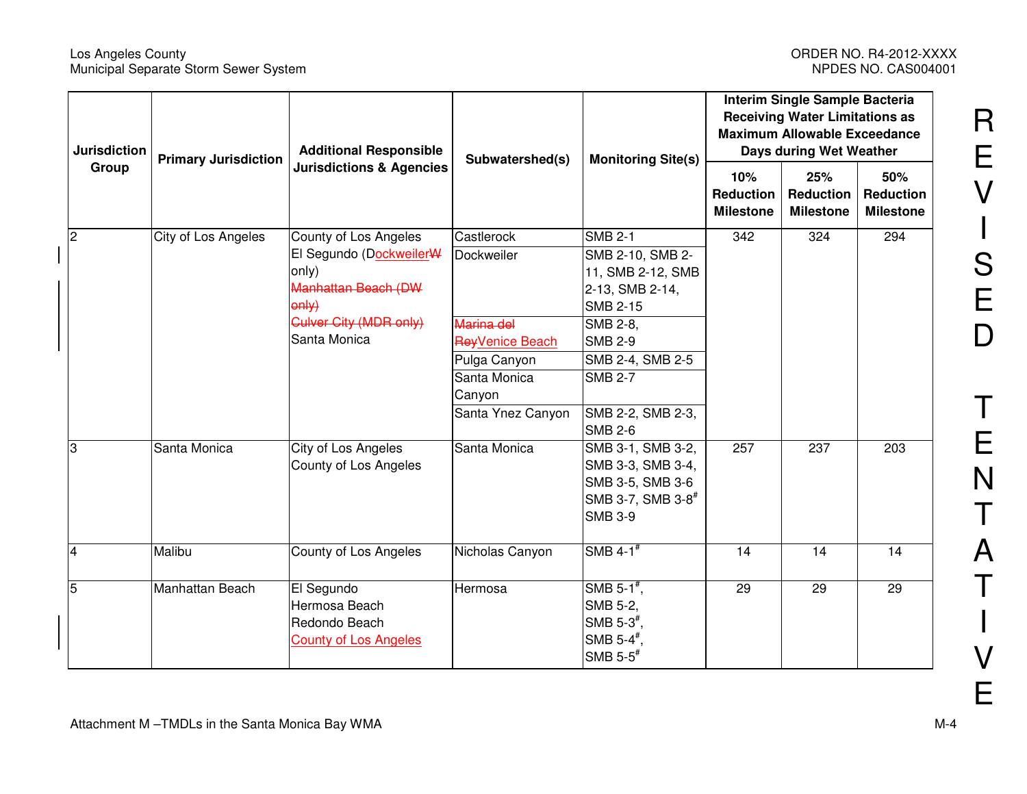| Jurisdiction Group | Primary Jurisdiction | Additional Responsible Jurisdictions & Agencies | Subwatershed(s) | Monitoring Site(s) | Interim Single Sample Bacteria Receiving Water Limitations as Maximum Allowable Exceedance Days during Wet Weather | | |
|---|---|---|---|---|---|---|---|
| | | | | | 10% Reduction Milestone | 25% Reduction Milestone | 50% Reduction Milestone |
| 2 | City of Los Angeles | County of Los Angeles<br>El Segundo (DockweilerW only)<br>~~Manhattan Beach (DW only)~~<br>~~Culver City (MDR only)~~<br>Santa Monica | Castlerock | SMB 2-1 | 342 | 324 | 294 |
| | | | Dockweiler | SMB 2-10, SMB 2-11, SMB 2-12, SMB 2-13, SMB 2-14, SMB 2-15 | | | |
| | | | ~~Marina del Rey~~Venice Beach | SMB 2-8, SMB 2-9 | | | |
| | | | Pulga Canyon | SMB 2-4, SMB 2-5 | | | |
| | | | Santa Monica Canyon | SMB 2-7 | | | |
| | | | Santa Ynez Canyon | SMB 2-2, SMB 2-3, SMB 2-6 | | | |
| 3 | Santa Monica | City of Los Angeles<br>County of Los Angeles | Santa Monica | SMB 3-1, SMB 3-2, SMB 3-3, SMB 3-4, SMB 3-5, SMB 3-6 SMB 3-7, SMB 3-8# SMB 3-9 | 257 | 237 | 203 |
| 4 | Malibu | County of Los Angeles | Nicholas Canyon | SMB 4-1# | 14 | 14 | 14 |
| 5 | Manhattan Beach | El Segundo<br>Hermosa Beach<br>Redondo Beach<br>County of Los Angeles | Hermosa | SMB 5-1#,<br>SMB 5-2,<br>SMB 5-3#,<br>SMB 5-4#,<br>SMB 5-5# | 29 | 29 | 29 |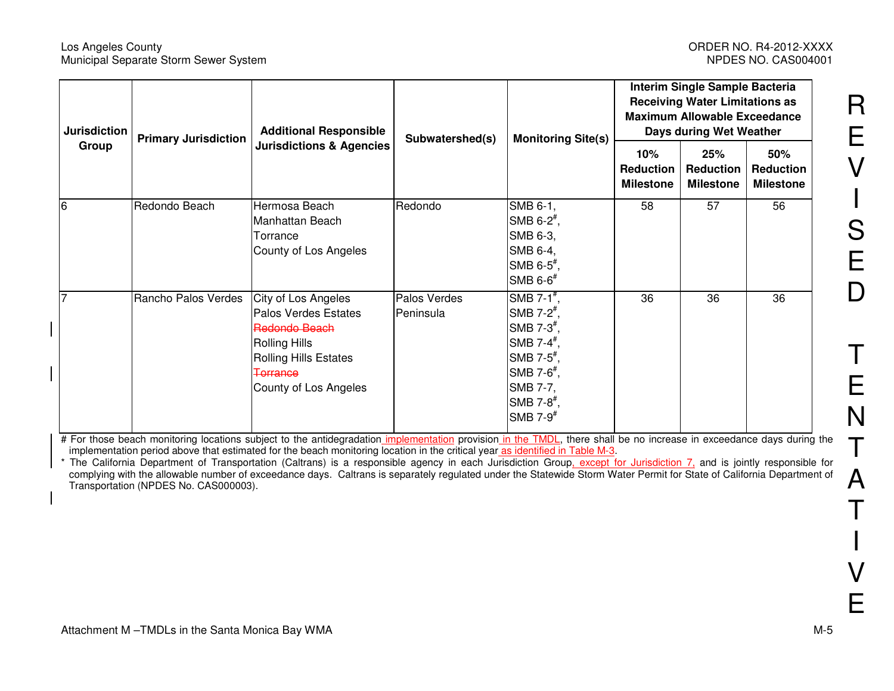| Jurisdiction Group | Primary Jurisdiction | Additional Responsible Jurisdictions & Agencies | Subwatershed(s) | Monitoring Site(s) | Interim Single Sample Bacteria Receiving Water Limitations as Maximum Allowable Exceedance Days during Wet Weather | | |
|---|---|---|---|---|---|---|---|
| | | | | | 10% Reduction Milestone | 25% Reduction Milestone | 50% Reduction Milestone |
| 6 | Redondo Beach | Hermosa Beach<br>Manhattan Beach<br>Torrance<br>County of Los Angeles | Redondo | SMB 6-1,<br>SMB 6-2#,<br>SMB 6-3,<br>SMB 6-4,<br>SMB 6-5#,<br>SMB 6-6# | 58 | 57 | 56 |
| 7 | Rancho Palos Verdes | City of Los Angeles<br>Palos Verdes Estates<br>~~Redondo Beach~~<br>Rolling Hills<br>Rolling Hills Estates<br>~~Torrance~~<br>County of Los Angeles | Palos Verdes Peninsula | SMB 7-1#,<br>SMB 7-2#,<br>SMB 7-3#,<br>SMB 7-4#,<br>SMB 7-5#,<br>SMB 7-6#,<br>SMB 7-7,<br>SMB 7-8#,<br>SMB 7-9# | 36 | 36 | 36 |

# For those beach monitoring locations subject to the antidegradation implementation provision in the TMDL, there shall be no increase in exceedance days during the implementation period above that estimated for the beach monitoring location in the critical year as identified in Table M-3.

* The California Department of Transportation (Caltrans) is a responsible agency in each Jurisdiction Group, except for Jurisdiction 7, and is jointly responsible for complying with the allowable number of exceedance days. Caltrans is separately regulated under the Statewide Storm Water Permit for State of California Department of Transportation (NPDES No. CAS000003).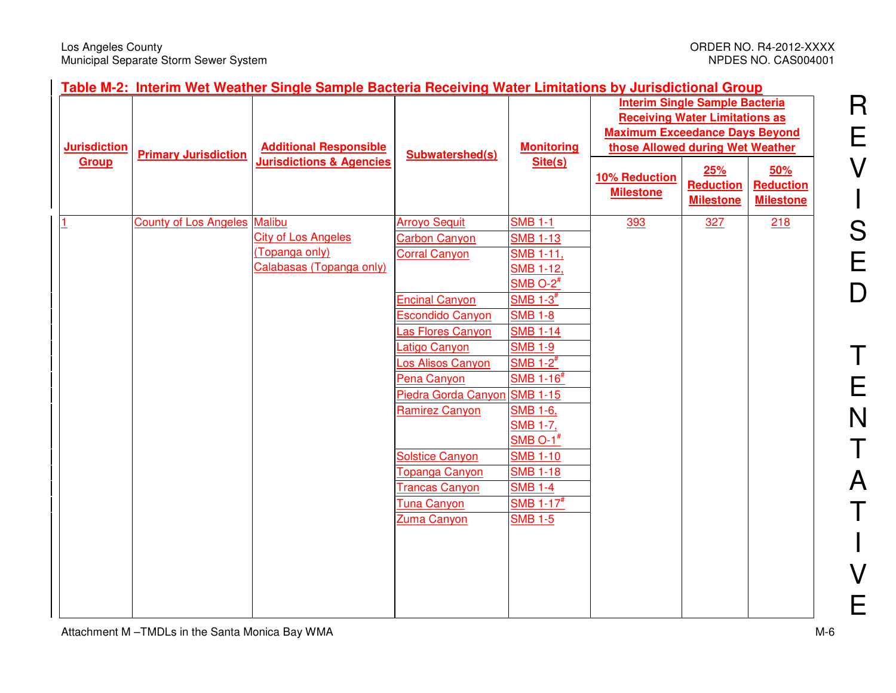## Table M-2: Interim Wet Weather Single Sample Bacteria Receiving Water Limitations by Jurisdictional Group

| Jurisdiction Group | Primary Jurisdiction | Additional Responsible Jurisdictions & Agencies | Subwatershed(s) | Monitoring Site(s) | Interim Single Sample Bacteria Receiving Water Limitations as Maximum Exceedance Days Beyond those Allowed during Wet Weather | | |
|---|---|---|---|---|---|---|---|
| | | | | | 10% Reduction Milestone | 25% Reduction Milestone | 50% Reduction Milestone |
| 1 | County of Los Angeles | Malibu<br>City of Los Angeles (Topanga only)<br>Calabasas (Topanga only) | Arroyo Sequit | SMB 1-1 | 393 | 327 | 218 |
| | | | Carbon Canyon | SMB 1-13 | | | |
| | | | Corral Canyon | SMB 1-11, SMB 1-12, SMB O-2# | | | |
| | | | Encinal Canyon | SMB 1-3# | | | |
| | | | Escondido Canyon | SMB 1-8 | | | |
| | | | Las Flores Canyon | SMB 1-14 | | | |
| | | | Latigo Canyon | SMB 1-9 | | | |
| | | | Los Alisos Canyon | SMB 1-2# | | | |
| | | | Pena Canyon | SMB 1-16# | | | |
| | | | Piedra Gorda Canyon | SMB 1-15 | | | |
| | | | Ramirez Canyon | SMB 1-6, SMB 1-7, SMB O-1# | | | |
| | | | Solstice Canyon | SMB 1-10 | | | |
| | | | Topanga Canyon | SMB 1-18 | | | |
| | | | Trancas Canyon | SMB 1-4 | | | |
| | | | Tuna Canyon | SMB 1-17# | | | |
| | | | Zuma Canyon | SMB 1-5 | | | |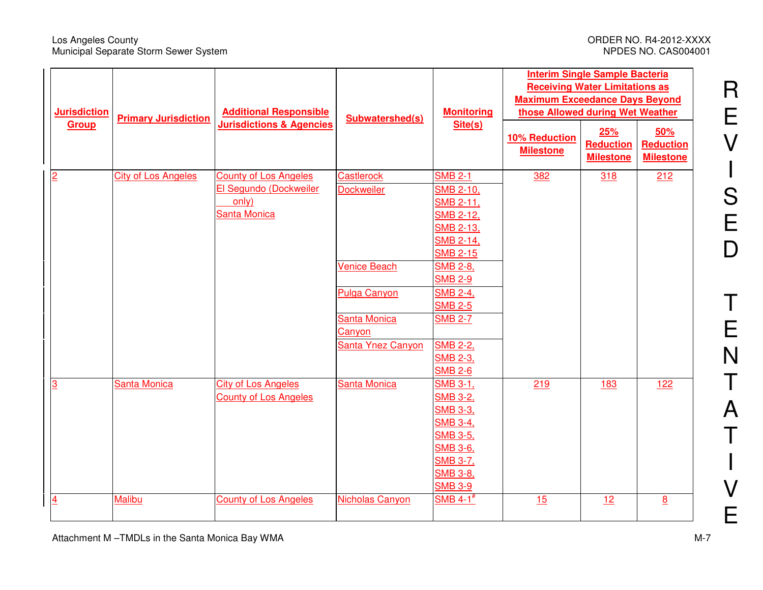| Jurisdiction Group | Primary Jurisdiction | Additional Responsible Jurisdictions & Agencies | Subwatershed(s) | Monitoring Site(s) | Interim Single Sample Bacteria Receiving Water Limitations as Maximum Exceedance Days Beyond those Allowed during Wet Weather | | |
|---|---|---|---|---|---|---|---|
| | | | | | 10% Reduction Milestone | 25% Reduction Milestone | 50% Reduction Milestone |
| 2 | City of Los Angeles | County of Los Angeles<br>El Segundo (Dockweiler only)<br>Santa Monica | Castlerock | SMB 2-1 | 382 | 318 | 212 |
| | | | Dockweiler | SMB 2-10, SMB 2-11, SMB 2-12, SMB 2-13, SMB 2-14, SMB 2-15 | | | |
| | | | Venice Beach | SMB 2-8, SMB 2-9 | | | |
| | | | Pulga Canyon | SMB 2-4, SMB 2-5 | | | |
| | | | Santa Monica Canyon | SMB 2-7 | | | |
| | | | Santa Ynez Canyon | SMB 2-2, SMB 2-3, SMB 2-6 | | | |
| 3 | Santa Monica | City of Los Angeles<br>County of Los Angeles | Santa Monica | SMB 3-1, SMB 3-2, SMB 3-3, SMB 3-4, SMB 3-5, SMB 3-6, SMB 3-7, SMB 3-8, SMB 3-9 | 219 | 183 | 122 |
| 4 | Malibu | County of Los Angeles | Nicholas Canyon | SMB 4-1# | 15 | 12 | 8 |

REVISED TENTATIVE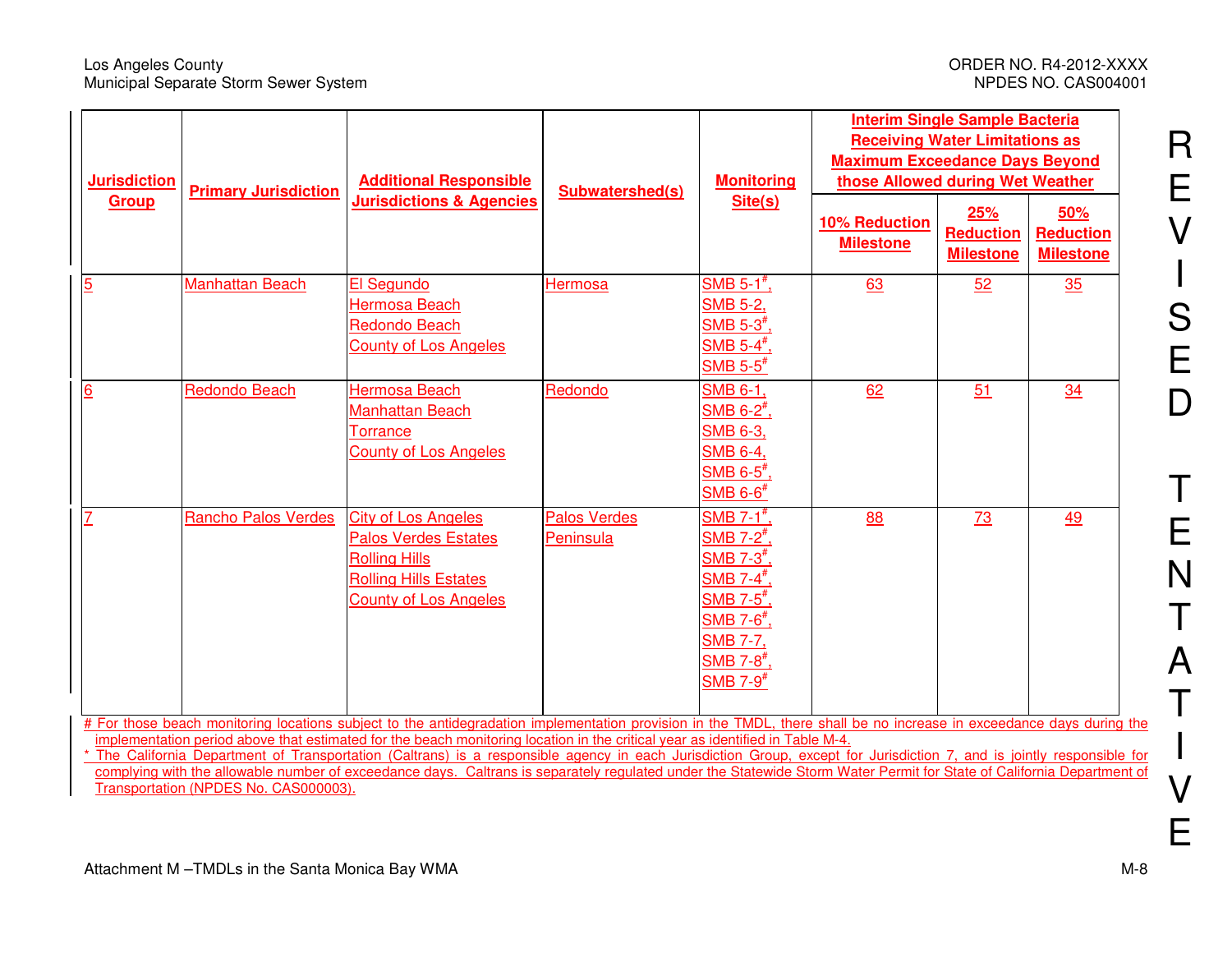| Jurisdiction Group | Primary Jurisdiction | Additional Responsible Jurisdictions & Agencies | Subwatershed(s) | Monitoring Site(s) | Interim Single Sample Bacteria Receiving Water Limitations as Maximum Exceedance Days Beyond those Allowed during Wet Weather | | |
|---|---|---|---|---|---|---|---|
| | | | | | 10% Reduction Milestone | 25% Reduction Milestone | 50% Reduction Milestone |
| 5 | Manhattan Beach | El Segundo<br>Hermosa Beach<br>Redondo Beach<br>County of Los Angeles | Hermosa | SMB 5-1#,<br>SMB 5-2,<br>SMB 5-3#,<br>SMB 5-4#,<br>SMB 5-5# | 63 | 52 | 35 |
| 6 | Redondo Beach | Hermosa Beach<br>Manhattan Beach<br>Torrance<br>County of Los Angeles | Redondo | SMB 6-1,<br>SMB 6-2#,<br>SMB 6-3,<br>SMB 6-4,<br>SMB 6-5#,<br>SMB 6-6# | 62 | 51 | 34 |
| 7 | Rancho Palos Verdes | City of Los Angeles<br>Palos Verdes Estates<br>Rolling Hills<br>Rolling Hills Estates<br>County of Los Angeles | Palos Verdes Peninsula | SMB 7-1#,<br>SMB 7-2#,<br>SMB 7-3#,<br>SMB 7-4#,<br>SMB 7-5#,<br>SMB 7-6#,<br>SMB 7-7,<br>SMB 7-8#,<br>SMB 7-9# | 88 | 73 | 49 |

# For those beach monitoring locations subject to the antidegradation implementation provision in the TMDL, there shall be no increase in exceedance days during the implementation period above that estimated for the beach monitoring location in the critical year as identified in Table M-4.

* The California Department of Transportation (Caltrans) is a responsible agency in each Jurisdiction Group, except for Jurisdiction 7, and is jointly responsible for complying with the allowable number of exceedance days. Caltrans is separately regulated under the Statewide Storm Water Permit for State of California Department of Transportation (NPDES No. CAS000003).

REVISED TENTATIVE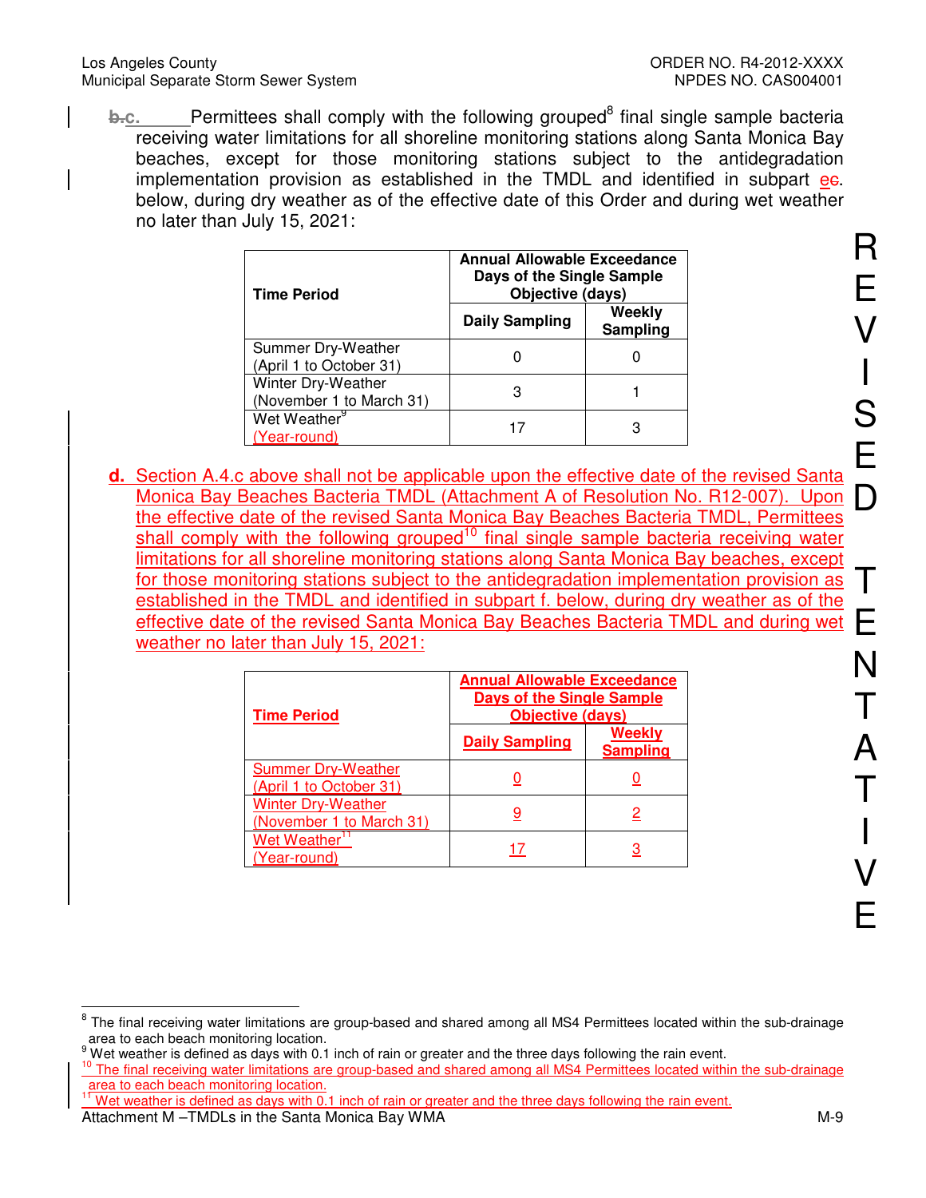~~b.~~c. Permittees shall comply with the following grouped[8] final single sample bacteria receiving water limitations for all shoreline monitoring stations along Santa Monica Bay beaches, except for those monitoring stations subject to the antidegradation implementation provision as established in the TMDL and identified in subpart e~~c~~. below, during dry weather as of the effective date of this Order and during wet weather no later than July 15, 2021:

| Time Period | Annual Allowable Exceedance Days of the Single Sample Objective (days) | |
|---|---|---|
| | Daily Sampling | Weekly Sampling |
| Summer Dry-Weather (April 1 to October 31) | 0 | 0 |
| Winter Dry-Weather (November 1 to March 31) | 3 | 1 |
| Wet Weather[9] (Year-round) | 17 | 3 |

**d.** Section A.4.c above shall not be applicable upon the effective date of the revised Santa Monica Bay Beaches Bacteria TMDL (Attachment A of Resolution No. R12-007). Upon the effective date of the revised Santa Monica Bay Beaches Bacteria TMDL, Permittees shall comply with the following grouped[10] final single sample bacteria receiving water limitations for all shoreline monitoring stations along Santa Monica Bay beaches, except for those monitoring stations subject to the antidegradation implementation provision as established in the TMDL and identified in subpart f. below, during dry weather as of the effective date of the revised Santa Monica Bay Beaches Bacteria TMDL and during wet weather no later than July 15, 2021:

| **Time Period** | **Annual Allowable Exceedance Days of the Single Sample Objective (days)** | |
|---|---|---|
| | **Daily Sampling** | **Weekly Sampling** |
| Summer Dry-Weather (April 1 to October 31) | 0 | 0 |
| Winter Dry-Weather (November 1 to March 31) | 9 | 2 |
| Wet Weather[11] (Year-round) | 17 | 3 |

REVISED TENTATIVE

---

[8] The final receiving water limitations are group-based and shared among all MS4 Permittees located within the sub-drainage area to each beach monitoring location.

[9] Wet weather is defined as days with 0.1 inch of rain or greater and the three days following the rain event.

[10] The final receiving water limitations are group-based and shared among all MS4 Permittees located within the sub-drainage area to each beach monitoring location.

[11] Wet weather is defined as days with 0.1 inch of rain or greater and the three days following the rain event.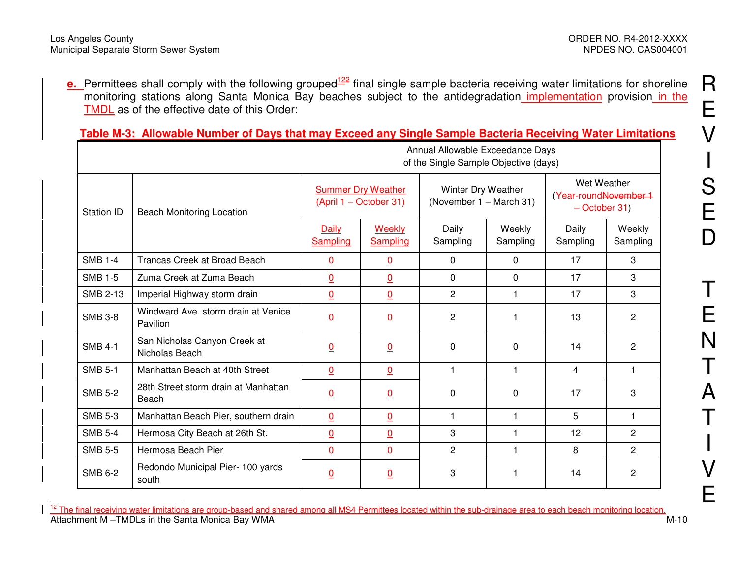e. Permittees shall comply with the following grouped[12] final single sample bacteria receiving water limitations for shoreline monitoring stations along Santa Monica Bay beaches subject to the antidegradation implementation provision in the TMDL as of the effective date of this Order:

**Table M-3: Allowable Number of Days that may Exceed any Single Sample Bacteria Receiving Water Limitations**

| Station ID | Beach Monitoring Location | Annual Allowable Exceedance Days of the Single Sample Objective (days) | | | | | |
|---|---|---|---|---|---|---|---|
| | | Summer Dry Weather (April 1 – October 31) | | Winter Dry Weather (November 1 – March 31) | | Wet Weather (Year-round~~November 1 – October 31~~) | |
| | | Daily Sampling | Weekly Sampling | Daily Sampling | Weekly Sampling | Daily Sampling | Weekly Sampling |
| SMB 1-4 | Trancas Creek at Broad Beach | 0 | 0 | 0 | 0 | 17 | 3 |
| SMB 1-5 | Zuma Creek at Zuma Beach | 0 | 0 | 0 | 0 | 17 | 3 |
| SMB 2-13 | Imperial Highway storm drain | 0 | 0 | 2 | 1 | 17 | 3 |
| SMB 3-8 | Windward Ave. storm drain at Venice Pavilion | 0 | 0 | 2 | 1 | 13 | 2 |
| SMB 4-1 | San Nicholas Canyon Creek at Nicholas Beach | 0 | 0 | 0 | 0 | 14 | 2 |
| SMB 5-1 | Manhattan Beach at 40th Street | 0 | 0 | 1 | 1 | 4 | 1 |
| SMB 5-2 | 28th Street storm drain at Manhattan Beach | 0 | 0 | 0 | 0 | 17 | 3 |
| SMB 5-3 | Manhattan Beach Pier, southern drain | 0 | 0 | 1 | 1 | 5 | 1 |
| SMB 5-4 | Hermosa City Beach at 26th St. | 0 | 0 | 3 | 1 | 12 | 2 |
| SMB 5-5 | Hermosa Beach Pier | 0 | 0 | 2 | 1 | 8 | 2 |
| SMB 6-2 | Redondo Municipal Pier- 100 yards south | 0 | 0 | 3 | 1 | 14 | 2 |

[12] The final receiving water limitations are group-based and shared among all MS4 Permittees located within the sub-drainage area to each beach monitoring location.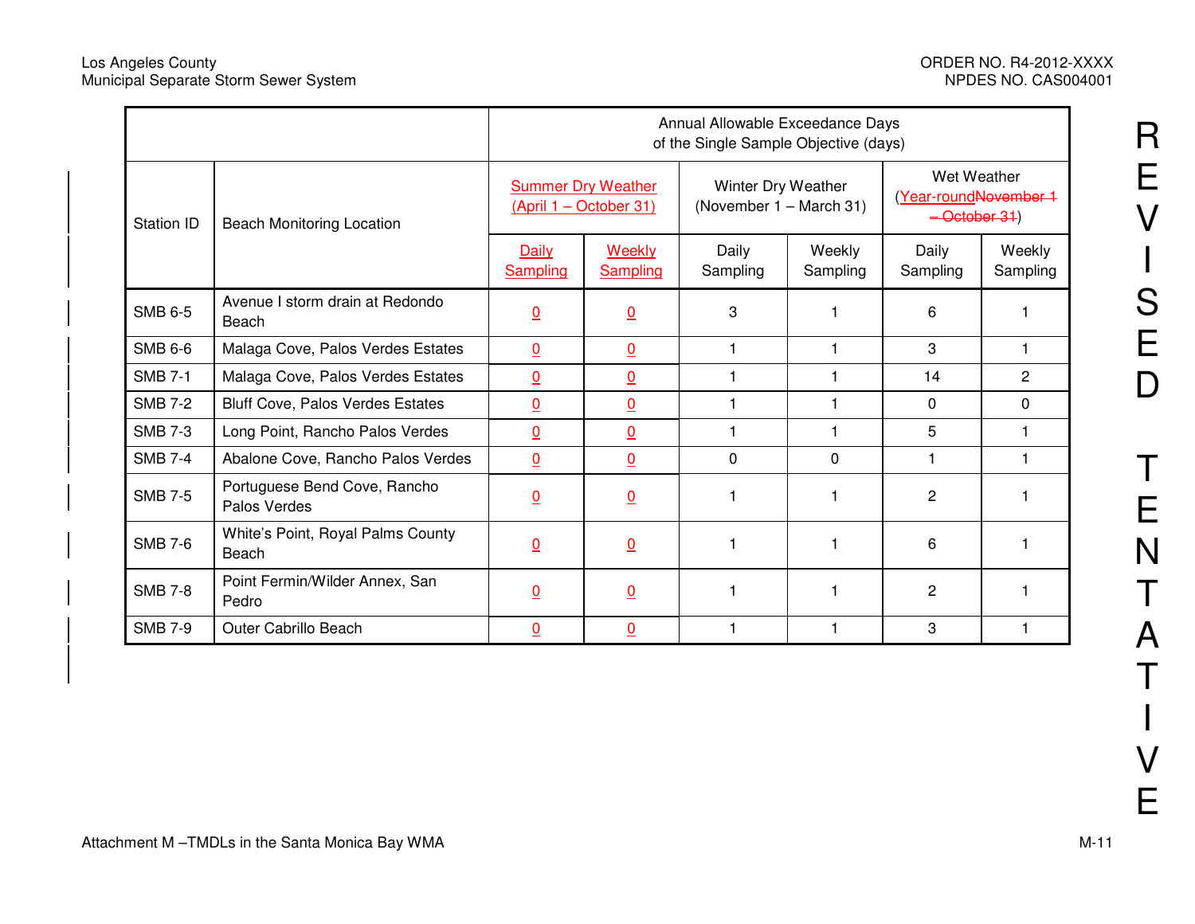| Station ID | Beach Monitoring Location | Annual Allowable Exceedance Days of the Single Sample Objective (days) | | | | | |
|---|---|---|---|---|---|---|---|
| | | Summer Dry Weather (April 1 – October 31) | | Winter Dry Weather (November 1 – March 31) | | Wet Weather (Year-round~~November 1 – October 31~~) | |
| | | Daily Sampling | Weekly Sampling | Daily Sampling | Weekly Sampling | Daily Sampling | Weekly Sampling |
| SMB 6-5 | Avenue I storm drain at Redondo Beach | 0 | 0 | 3 | 1 | 6 | 1 |
| SMB 6-6 | Malaga Cove, Palos Verdes Estates | 0 | 0 | 1 | 1 | 3 | 1 |
| SMB 7-1 | Malaga Cove, Palos Verdes Estates | 0 | 0 | 1 | 1 | 14 | 2 |
| SMB 7-2 | Bluff Cove, Palos Verdes Estates | 0 | 0 | 1 | 1 | 0 | 0 |
| SMB 7-3 | Long Point, Rancho Palos Verdes | 0 | 0 | 1 | 1 | 5 | 1 |
| SMB 7-4 | Abalone Cove, Rancho Palos Verdes | 0 | 0 | 0 | 0 | 1 | 1 |
| SMB 7-5 | Portuguese Bend Cove, Rancho Palos Verdes | 0 | 0 | 1 | 1 | 2 | 1 |
| SMB 7-6 | White's Point, Royal Palms County Beach | 0 | 0 | 1 | 1 | 6 | 1 |
| SMB 7-8 | Point Fermin/Wilder Annex, San Pedro | 0 | 0 | 1 | 1 | 2 | 1 |
| SMB 7-9 | Outer Cabrillo Beach | 0 | 0 | 1 | 1 | 3 | 1 |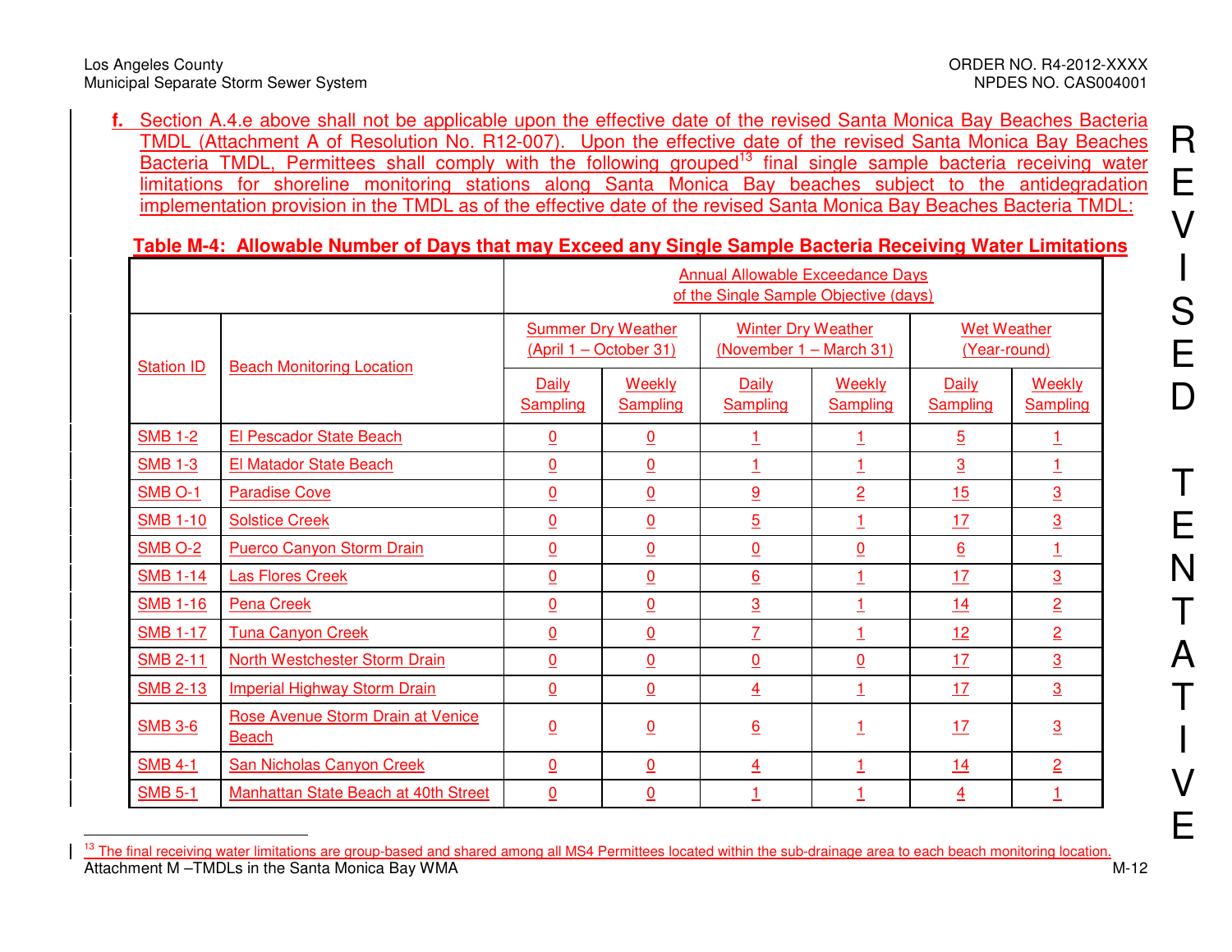**f.** Section A.4.e above shall not be applicable upon the effective date of the revised Santa Monica Bay Beaches Bacteria TMDL (Attachment A of Resolution No. R12-007). Upon the effective date of the revised Santa Monica Bay Beaches Bacteria TMDL, Permittees shall comply with the following grouped[13] final single sample bacteria receiving water limitations for shoreline monitoring stations along Santa Monica Bay beaches subject to the antidegradation implementation provision in the TMDL as of the effective date of the revised Santa Monica Bay Beaches Bacteria TMDL:

**Table M-4: Allowable Number of Days that may Exceed any Single Sample Bacteria Receiving Water Limitations**

| | | Annual Allowable Exceedance Days of the Single Sample Objective (days) | | | | | |
|---|---|---|---|---|---|---|---|
| Station ID | Beach Monitoring Location | Summer Dry Weather (April 1 – October 31) | | Winter Dry Weather (November 1 – March 31) | | Wet Weather (Year-round) | |
| | | Daily Sampling | Weekly Sampling | Daily Sampling | Weekly Sampling | Daily Sampling | Weekly Sampling |
| SMB 1-2 | El Pescador State Beach | 0 | 0 | 1 | 1 | 5 | 1 |
| SMB 1-3 | El Matador State Beach | 0 | 0 | 1 | 1 | 3 | 1 |
| SMB O-1 | Paradise Cove | 0 | 0 | 9 | 2 | 15 | 3 |
| SMB 1-10 | Solstice Creek | 0 | 0 | 5 | 1 | 17 | 3 |
| SMB O-2 | Puerco Canyon Storm Drain | 0 | 0 | 0 | 0 | 6 | 1 |
| SMB 1-14 | Las Flores Creek | 0 | 0 | 6 | 1 | 17 | 3 |
| SMB 1-16 | Pena Creek | 0 | 0 | 3 | 1 | 14 | 2 |
| SMB 1-17 | Tuna Canyon Creek | 0 | 0 | 7 | 1 | 12 | 2 |
| SMB 2-11 | North Westchester Storm Drain | 0 | 0 | 0 | 0 | 17 | 3 |
| SMB 2-13 | Imperial Highway Storm Drain | 0 | 0 | 4 | 1 | 17 | 3 |
| SMB 3-6 | Rose Avenue Storm Drain at Venice Beach | 0 | 0 | 6 | 1 | 17 | 3 |
| SMB 4-1 | San Nicholas Canyon Creek | 0 | 0 | 4 | 1 | 14 | 2 |
| SMB 5-1 | Manhattan State Beach at 40th Street | 0 | 0 | 1 | 1 | 4 | 1 |

[13] The final receiving water limitations are group-based and shared among all MS4 Permittees located within the sub-drainage area to each beach monitoring location.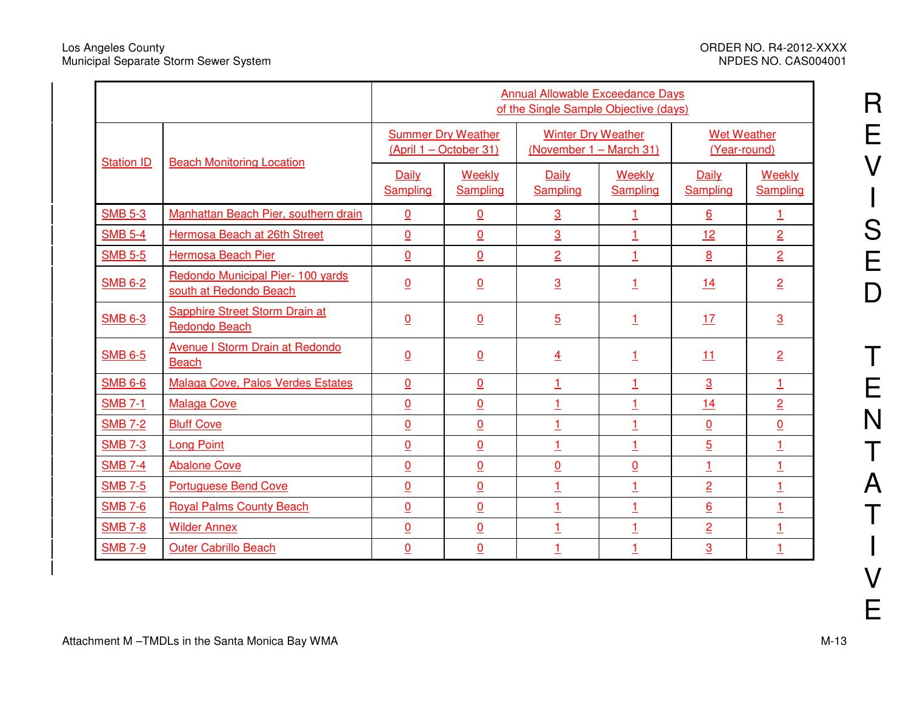| Station ID | Beach Monitoring Location | Annual Allowable Exceedance Days of the Single Sample Objective (days) | | | | | |
|---|---|---|---|---|---|---|---|
| | | Summer Dry Weather (April 1 – October 31) | | Winter Dry Weather (November 1 – March 31) | | Wet Weather (Year-round) | |
| | | Daily Sampling | Weekly Sampling | Daily Sampling | Weekly Sampling | Daily Sampling | Weekly Sampling |
| SMB 5-3 | Manhattan Beach Pier, southern drain | 0 | 0 | 3 | 1 | 6 | 1 |
| SMB 5-4 | Hermosa Beach at 26th Street | 0 | 0 | 3 | 1 | 12 | 2 |
| SMB 5-5 | Hermosa Beach Pier | 0 | 0 | 2 | 1 | 8 | 2 |
| SMB 6-2 | Redondo Municipal Pier- 100 yards south at Redondo Beach | 0 | 0 | 3 | 1 | 14 | 2 |
| SMB 6-3 | Sapphire Street Storm Drain at Redondo Beach | 0 | 0 | 5 | 1 | 17 | 3 |
| SMB 6-5 | Avenue I Storm Drain at Redondo Beach | 0 | 0 | 4 | 1 | 11 | 2 |
| SMB 6-6 | Malaga Cove, Palos Verdes Estates | 0 | 0 | 1 | 1 | 3 | 1 |
| SMB 7-1 | Malaga Cove | 0 | 0 | 1 | 1 | 14 | 2 |
| SMB 7-2 | Bluff Cove | 0 | 0 | 1 | 1 | 0 | 0 |
| SMB 7-3 | Long Point | 0 | 0 | 1 | 1 | 5 | 1 |
| SMB 7-4 | Abalone Cove | 0 | 0 | 0 | 0 | 1 | 1 |
| SMB 7-5 | Portuguese Bend Cove | 0 | 0 | 1 | 1 | 2 | 1 |
| SMB 7-6 | Royal Palms County Beach | 0 | 0 | 1 | 1 | 6 | 1 |
| SMB 7-8 | Wilder Annex | 0 | 0 | 1 | 1 | 2 | 1 |
| SMB 7-9 | Outer Cabrillo Beach | 0 | 0 | 1 | 1 | 3 | 1 |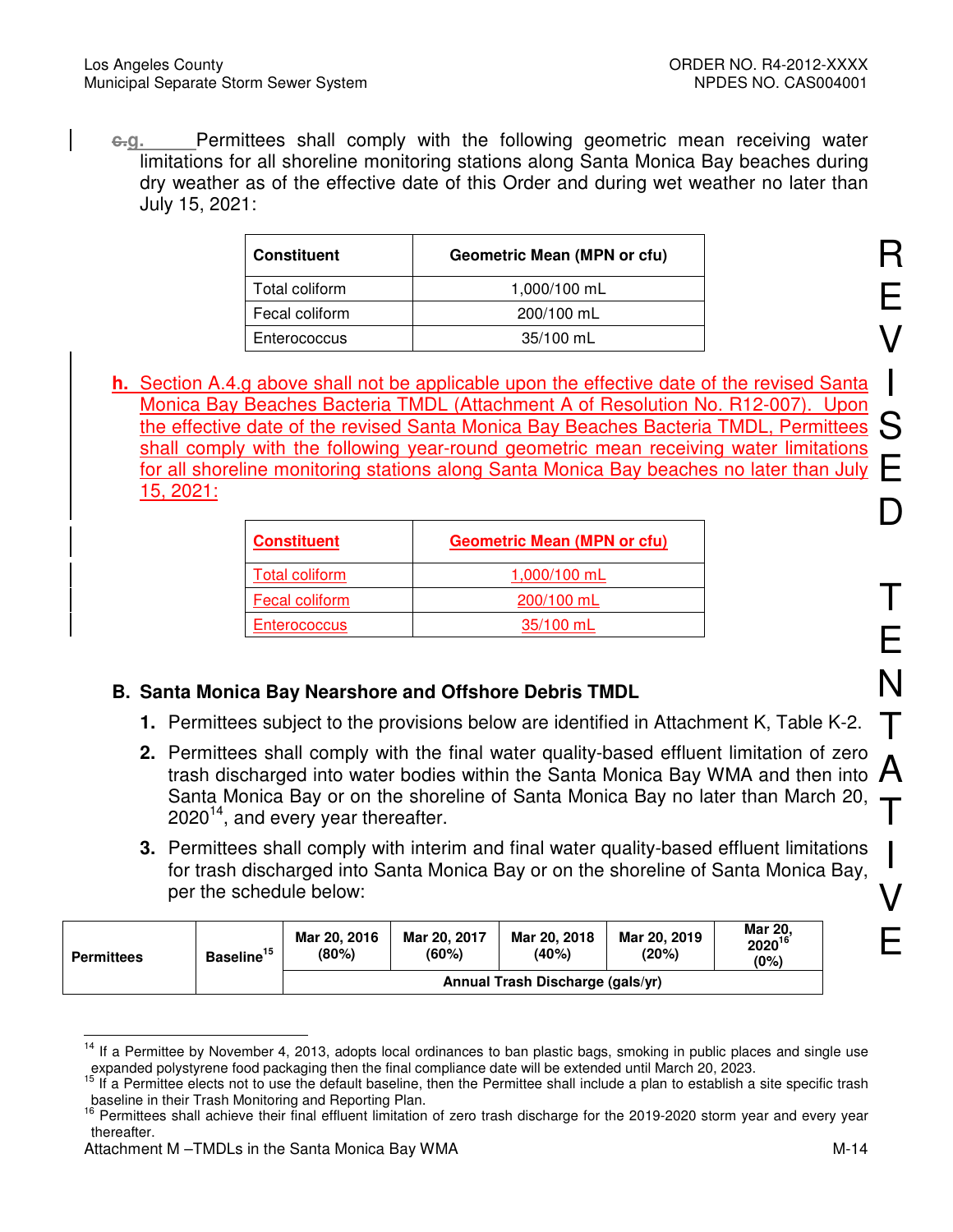~~c.~~g. Permittees shall comply with the following geometric mean receiving water limitations for all shoreline monitoring stations along Santa Monica Bay beaches during dry weather as of the effective date of this Order and during wet weather no later than July 15, 2021:

| Constituent | Geometric Mean (MPN or cfu) |
|---|---|
| Total coliform | 1,000/100 mL |
| Fecal coliform | 200/100 mL |
| Enterococcus | 35/100 mL |

**h.** Section A.4.g above shall not be applicable upon the effective date of the revised Santa Monica Bay Beaches Bacteria TMDL (Attachment A of Resolution No. R12-007). Upon the effective date of the revised Santa Monica Bay Beaches Bacteria TMDL, Permittees shall comply with the following year-round geometric mean receiving water limitations for all shoreline monitoring stations along Santa Monica Bay beaches no later than July 15, 2021:

| Constituent | Geometric Mean (MPN or cfu) |
|---|---|
| Total coliform | 1,000/100 mL |
| Fecal coliform | 200/100 mL |
| Enterococcus | 35/100 mL |

REVISED TENTATIVE

## B. Santa Monica Bay Nearshore and Offshore Debris TMDL

1. Permittees subject to the provisions below are identified in Attachment K, Table K-2.
2. Permittees shall comply with the final water quality-based effluent limitation of zero trash discharged into water bodies within the Santa Monica Bay WMA and then into Santa Monica Bay or on the shoreline of Santa Monica Bay no later than March 20, 2020[14], and every year thereafter.
3. Permittees shall comply with interim and final water quality-based effluent limitations for trash discharged into Santa Monica Bay or on the shoreline of Santa Monica Bay, per the schedule below:

| Permittees | Baseline[15] | Mar 20, 2016 (80%) | Mar 20, 2017 (60%) | Mar 20, 2018 (40%) | Mar 20, 2019 (20%) | Mar 20, 2020[16] (0%) |
|---|---|---|---|---|---|---|
| | | Annual Trash Discharge (gals/yr) | | | | |

[14] If a Permittee by November 4, 2013, adopts local ordinances to ban plastic bags, smoking in public places and single use expanded polystyrene food packaging then the final compliance date will be extended until March 20, 2023.

[15] If a Permittee elects not to use the default baseline, then the Permittee shall include a plan to establish a site specific trash baseline in their Trash Monitoring and Reporting Plan.

[16] Permittees shall achieve their final effluent limitation of zero trash discharge for the 2019-2020 storm year and every year thereafter.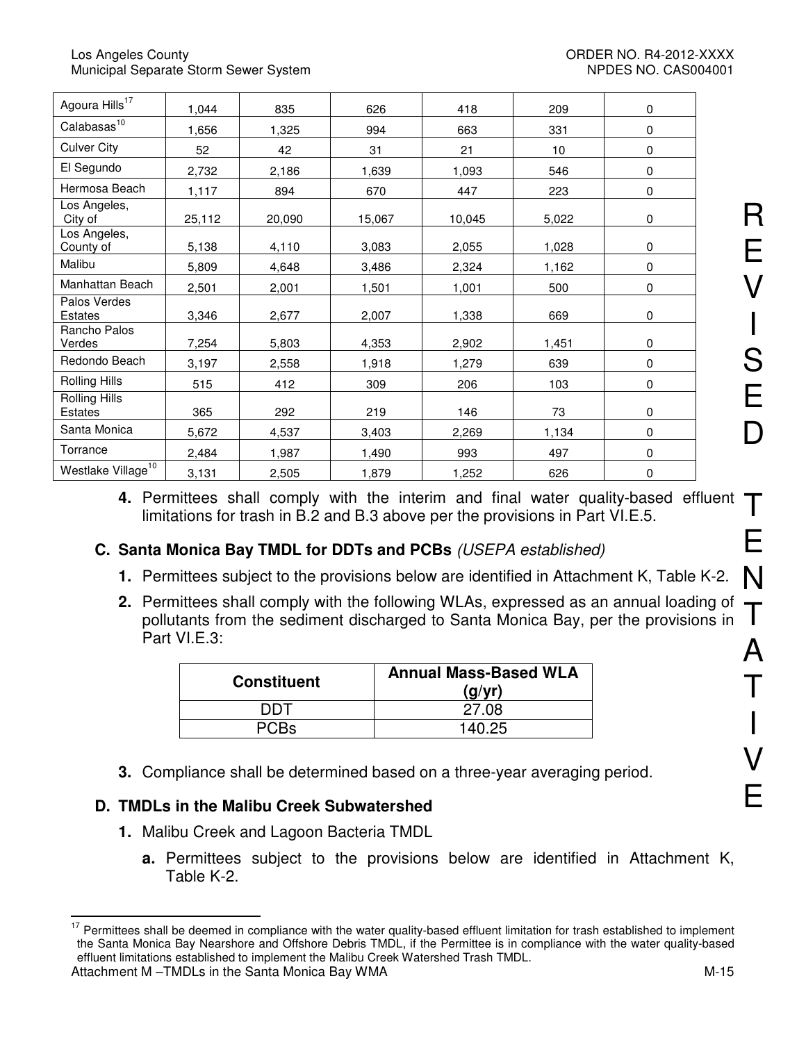| Agoura Hills[17] | 1,044 | 835 | 626 | 418 | 209 | 0 |
|---|---|---|---|---|---|---|
| Calabasas[10] | 1,656 | 1,325 | 994 | 663 | 331 | 0 |
| Culver City | 52 | 42 | 31 | 21 | 10 | 0 |
| El Segundo | 2,732 | 2,186 | 1,639 | 1,093 | 546 | 0 |
| Hermosa Beach | 1,117 | 894 | 670 | 447 | 223 | 0 |
| Los Angeles, City of | 25,112 | 20,090 | 15,067 | 10,045 | 5,022 | 0 |
| Los Angeles, County of | 5,138 | 4,110 | 3,083 | 2,055 | 1,028 | 0 |
| Malibu | 5,809 | 4,648 | 3,486 | 2,324 | 1,162 | 0 |
| Manhattan Beach | 2,501 | 2,001 | 1,501 | 1,001 | 500 | 0 |
| Palos Verdes Estates | 3,346 | 2,677 | 2,007 | 1,338 | 669 | 0 |
| Rancho Palos Verdes | 7,254 | 5,803 | 4,353 | 2,902 | 1,451 | 0 |
| Redondo Beach | 3,197 | 2,558 | 1,918 | 1,279 | 639 | 0 |
| Rolling Hills | 515 | 412 | 309 | 206 | 103 | 0 |
| Rolling Hills Estates | 365 | 292 | 219 | 146 | 73 | 0 |
| Santa Monica | 5,672 | 4,537 | 3,403 | 2,269 | 1,134 | 0 |
| Torrance | 2,484 | 1,987 | 1,490 | 993 | 497 | 0 |
| Westlake Village[10] | 3,131 | 2,505 | 1,879 | 1,252 | 626 | 0 |

4. Permittees shall comply with the interim and final water quality-based effluent limitations for trash in B.2 and B.3 above per the provisions in Part VI.E.5.

### C. Santa Monica Bay TMDL for DDTs and PCBs *(USEPA established)*

1. Permittees subject to the provisions below are identified in Attachment K, Table K-2.
2. Permittees shall comply with the following WLAs, expressed as an annual loading of pollutants from the sediment discharged to Santa Monica Bay, per the provisions in Part VI.E.3:

| Constituent | Annual Mass-Based WLA (g/yr) |
|---|---|
| DDT | 27.08 |
| PCBs | 140.25 |

3. Compliance shall be determined based on a three-year averaging period.

### D. TMDLs in the Malibu Creek Subwatershed

1. Malibu Creek and Lagoon Bacteria TMDL
   a. Permittees subject to the provisions below are identified in Attachment K, Table K-2.

REVISED TENTATIVE

[17] Permittees shall be deemed in compliance with the water quality-based effluent limitation for trash established to implement the Santa Monica Bay Nearshore and Offshore Debris TMDL, if the Permittee is in compliance with the water quality-based effluent limitations established to implement the Malibu Creek Watershed Trash TMDL.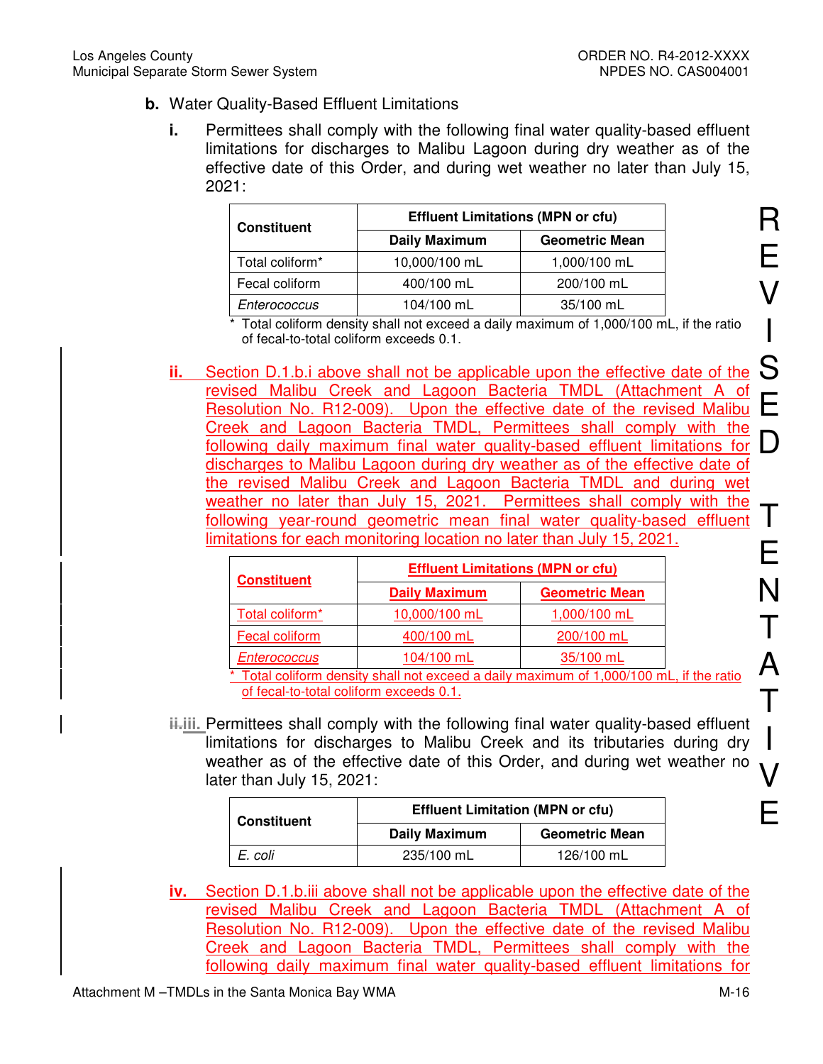**b.** Water Quality-Based Effluent Limitations

**i.** Permittees shall comply with the following final water quality-based effluent limitations for discharges to Malibu Lagoon during dry weather as of the effective date of this Order, and during wet weather no later than July 15, 2021:

| Constituent | Effluent Limitations (MPN or cfu) | |
|---|---|---|
| | Daily Maximum | Geometric Mean |
| Total coliform* | 10,000/100 mL | 1,000/100 mL |
| Fecal coliform | 400/100 mL | 200/100 mL |
| *Enterococcus* | 104/100 mL | 35/100 mL |

\* Total coliform density shall not exceed a daily maximum of 1,000/100 mL, if the ratio of fecal-to-total coliform exceeds 0.1.

**ii.** Section D.1.b.i above shall not be applicable upon the effective date of the revised Malibu Creek and Lagoon Bacteria TMDL (Attachment A of Resolution No. R12-009). Upon the effective date of the revised Malibu Creek and Lagoon Bacteria TMDL, Permittees shall comply with the following daily maximum final water quality-based effluent limitations for discharges to Malibu Lagoon during dry weather as of the effective date of the revised Malibu Creek and Lagoon Bacteria TMDL and during wet weather no later than July 15, 2021. Permittees shall comply with the following year-round geometric mean final water quality-based effluent limitations for each monitoring location no later than July 15, 2021.

| Constituent | Effluent Limitations (MPN or cfu) | |
|---|---|---|
| | Daily Maximum | Geometric Mean |
| Total coliform* | 10,000/100 mL | 1,000/100 mL |
| Fecal coliform | 400/100 mL | 200/100 mL |
| *Enterococcus* | 104/100 mL | 35/100 mL |

\* Total coliform density shall not exceed a daily maximum of 1,000/100 mL, if the ratio of fecal-to-total coliform exceeds 0.1.

~~ii.~~ **iii.** Permittees shall comply with the following final water quality-based effluent limitations for discharges to Malibu Creek and its tributaries during dry weather as of the effective date of this Order, and during wet weather no later than July 15, 2021:

| Constituent | Effluent Limitation (MPN or cfu) | |
|---|---|---|
| | Daily Maximum | Geometric Mean |
| *E. coli* | 235/100 mL | 126/100 mL |

**iv.** Section D.1.b.iii above shall not be applicable upon the effective date of the revised Malibu Creek and Lagoon Bacteria TMDL (Attachment A of Resolution No. R12-009). Upon the effective date of the revised Malibu Creek and Lagoon Bacteria TMDL, Permittees shall comply with the following daily maximum final water quality-based effluent limitations for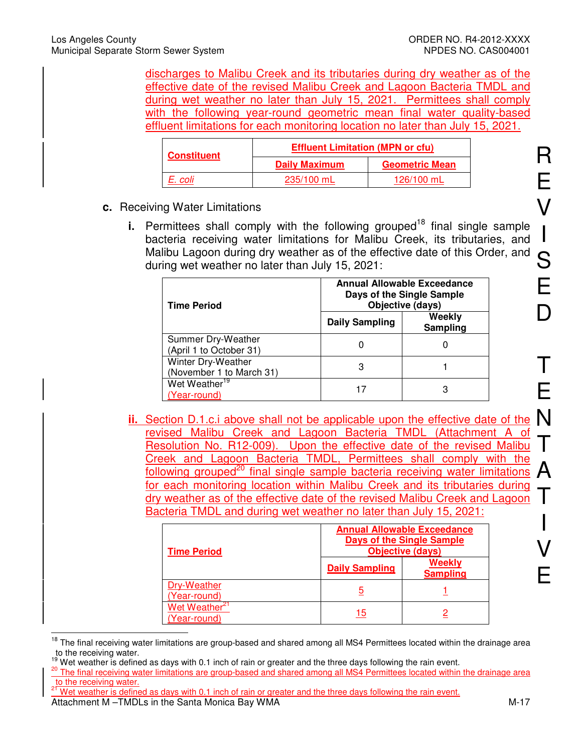discharges to Malibu Creek and its tributaries during dry weather as of the effective date of the revised Malibu Creek and Lagoon Bacteria TMDL and during wet weather no later than July 15, 2021. Permittees shall comply with the following year-round geometric mean final water quality-based effluent limitations for each monitoring location no later than July 15, 2021.

| **Constituent** | **Effluent Limitation (MPN or cfu)** | |
|---|---|---|
| | **Daily Maximum** | **Geometric Mean** |
| *E. coli* | 235/100 mL | 126/100 mL |

**c.** Receiving Water Limitations

**i.** Permittees shall comply with the following grouped[18] final single sample bacteria receiving water limitations for Malibu Creek, its tributaries, and Malibu Lagoon during dry weather as of the effective date of this Order, and during wet weather no later than July 15, 2021:

| **Time Period** | **Annual Allowable Exceedance Days of the Single Sample Objective (days)** | |
|---|---|---|
| | **Daily Sampling** | **Weekly Sampling** |
| Summer Dry-Weather (April 1 to October 31) | 0 | 0 |
| Winter Dry-Weather (November 1 to March 31) | 3 | 1 |
| Wet Weather[19] (Year-round) | 17 | 3 |

**ii.** Section D.1.c.i above shall not be applicable upon the effective date of the revised Malibu Creek and Lagoon Bacteria TMDL (Attachment A of Resolution No. R12-009). Upon the effective date of the revised Malibu Creek and Lagoon Bacteria TMDL, Permittees shall comply with the following grouped[20] final single sample bacteria receiving water limitations for each monitoring location within Malibu Creek and its tributaries during dry weather as of the effective date of the revised Malibu Creek and Lagoon Bacteria TMDL and during wet weather no later than July 15, 2021:

| **Time Period** | **Annual Allowable Exceedance Days of the Single Sample Objective (days)** | |
|---|---|---|
| | **Daily Sampling** | **Weekly Sampling** |
| Dry-Weather (Year-round) | 5 | 1 |
| Wet Weather[21] (Year-round) | 15 | 2 |

[18] The final receiving water limitations are group-based and shared among all MS4 Permittees located within the drainage area to the receiving water.

[19] Wet weather is defined as days with 0.1 inch of rain or greater and the three days following the rain event.

[20] The final receiving water limitations are group-based and shared among all MS4 Permittees located within the drainage area to the receiving water.

[21] Wet weather is defined as days with 0.1 inch of rain or greater and the three days following the rain event.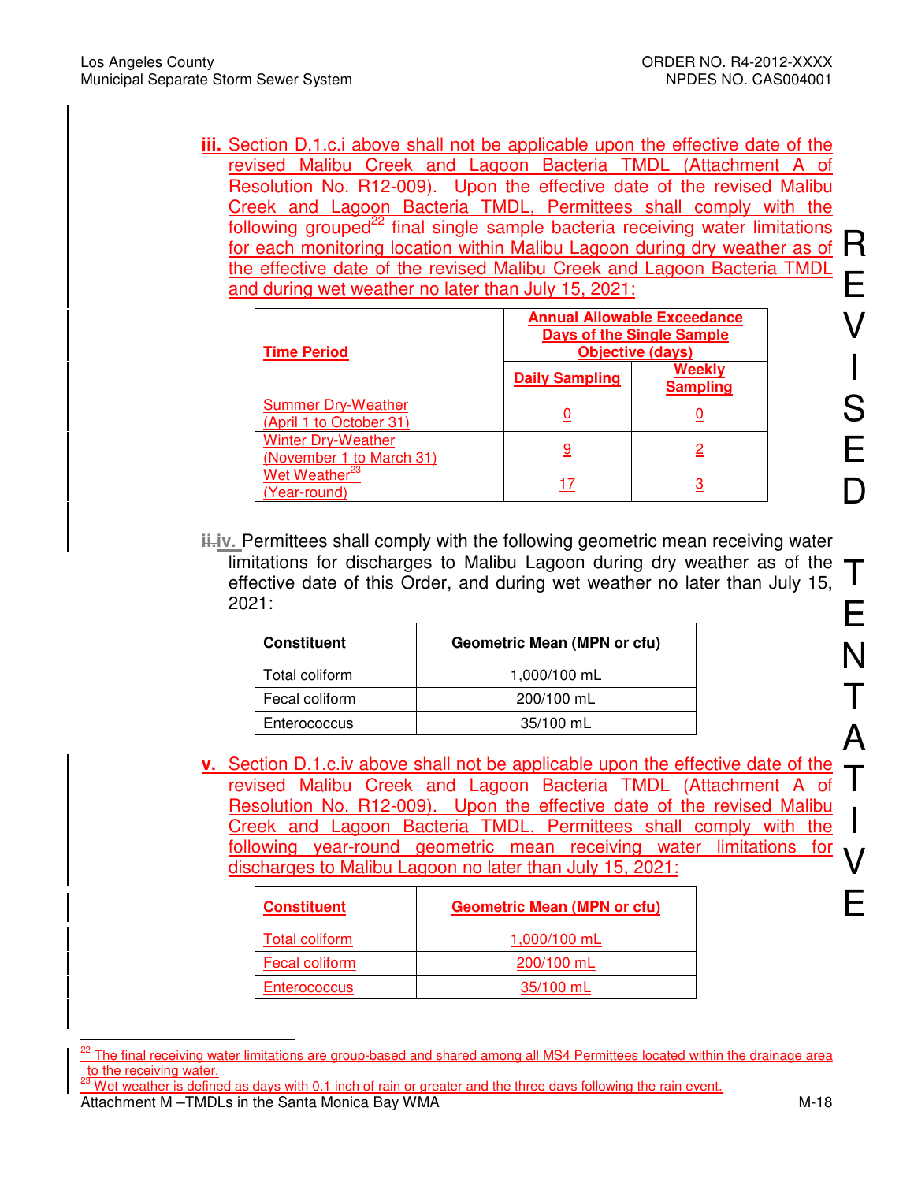**iii.** Section D.1.c.i above shall not be applicable upon the effective date of the revised Malibu Creek and Lagoon Bacteria TMDL (Attachment A of Resolution No. R12-009). Upon the effective date of the revised Malibu Creek and Lagoon Bacteria TMDL, Permittees shall comply with the following grouped[22] final single sample bacteria receiving water limitations for each monitoring location within Malibu Lagoon during dry weather as of the effective date of the revised Malibu Creek and Lagoon Bacteria TMDL and during wet weather no later than July 15, 2021:

| **Time Period** | **Annual Allowable Exceedance Days of the Single Sample Objective (days)** | |
|---|---|---|
| | **Daily Sampling** | **Weekly Sampling** |
| Summer Dry-Weather (April 1 to October 31) | 0 | 0 |
| Winter Dry-Weather (November 1 to March 31) | 9 | 2 |
| Wet Weather[23] (Year-round) | 17 | 3 |

~~ii.~~ **iv.** Permittees shall comply with the following geometric mean receiving water limitations for discharges to Malibu Lagoon during dry weather as of the effective date of this Order, and during wet weather no later than July 15, 2021:

| **Constituent** | **Geometric Mean (MPN or cfu)** |
|---|---|
| Total coliform | 1,000/100 mL |
| Fecal coliform | 200/100 mL |
| Enterococcus | 35/100 mL |

**v.** Section D.1.c.iv above shall not be applicable upon the effective date of the revised Malibu Creek and Lagoon Bacteria TMDL (Attachment A of Resolution No. R12-009). Upon the effective date of the revised Malibu Creek and Lagoon Bacteria TMDL, Permittees shall comply with the following year-round geometric mean receiving water limitations for discharges to Malibu Lagoon no later than July 15, 2021:

| **Constituent** | **Geometric Mean (MPN or cfu)** |
|---|---|
| Total coliform | 1,000/100 mL |
| Fecal coliform | 200/100 mL |
| Enterococcus | 35/100 mL |

[22] The final receiving water limitations are group-based and shared among all MS4 Permittees located within the drainage area to the receiving water.

[23] Wet weather is defined as days with 0.1 inch of rain or greater and the three days following the rain event.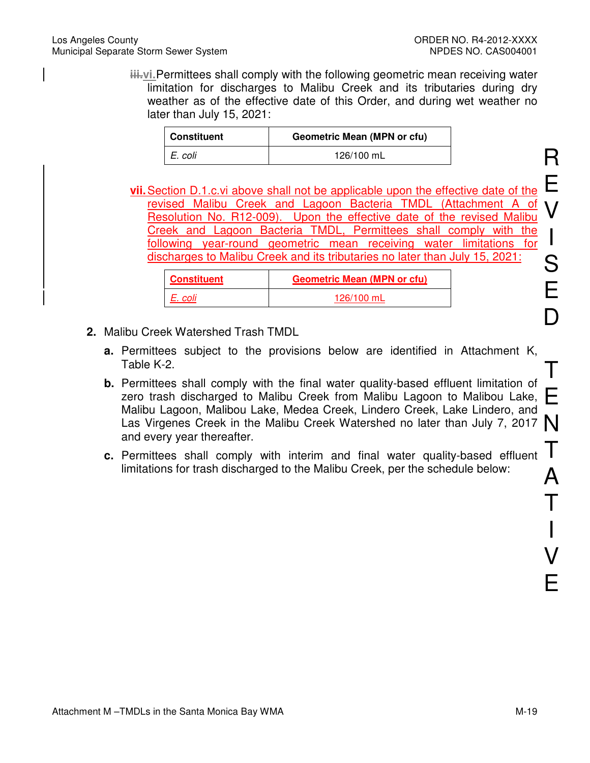~~iii.~~vi. Permittees shall comply with the following geometric mean receiving water limitation for discharges to Malibu Creek and its tributaries during dry weather as of the effective date of this Order, and during wet weather no later than July 15, 2021:

| Constituent | Geometric Mean (MPN or cfu) |
|---|---|
| *E. coli* | 126/100 mL |

**vii.** Section D.1.c.vi above shall not be applicable upon the effective date of the revised Malibu Creek and Lagoon Bacteria TMDL (Attachment A of Resolution No. R12-009). Upon the effective date of the revised Malibu Creek and Lagoon Bacteria TMDL, Permittees shall comply with the following year-round geometric mean receiving water limitations for discharges to Malibu Creek and its tributaries no later than July 15, 2021:

| Constituent | Geometric Mean (MPN or cfu) |
|---|---|
| *E. coli* | 126/100 mL |

**2.** Malibu Creek Watershed Trash TMDL

**a.** Permittees subject to the provisions below are identified in Attachment K, Table K-2.

**b.** Permittees shall comply with the final water quality-based effluent limitation of zero trash discharged to Malibu Creek from Malibu Lagoon to Malibou Lake, Malibu Lagoon, Malibou Lake, Medea Creek, Lindero Creek, Lake Lindero, and Las Virgenes Creek in the Malibu Creek Watershed no later than July 7, 2017 and every year thereafter.

**c.** Permittees shall comply with interim and final water quality-based effluent limitations for trash discharged to the Malibu Creek, per the schedule below:

REVISED TENTATIVE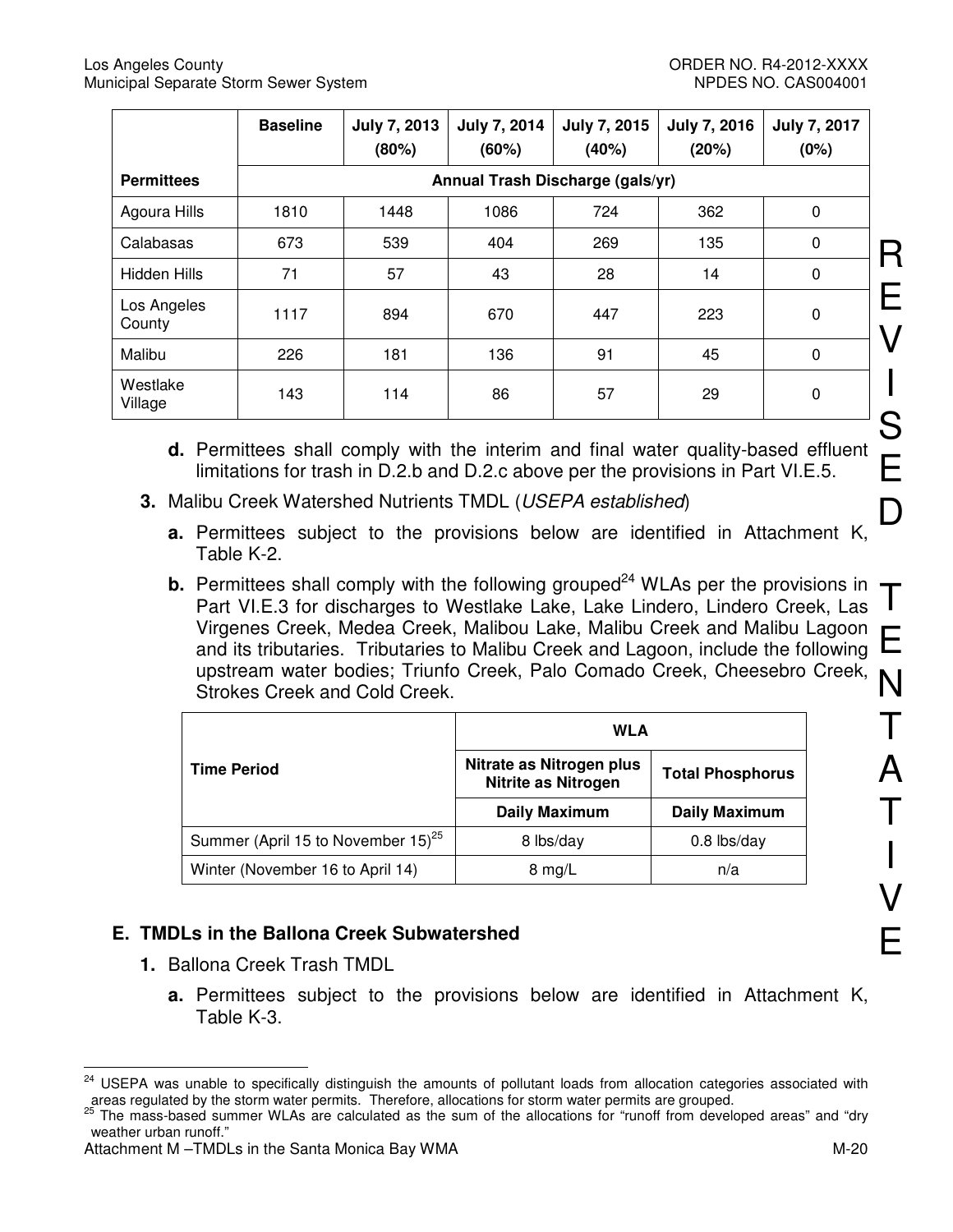| | Baseline | July 7, 2013 (80%) | July 7, 2014 (60%) | July 7, 2015 (40%) | July 7, 2016 (20%) | July 7, 2017 (0%) |
|---|---|---|---|---|---|---|
| **Permittees** | **Annual Trash Discharge (gals/yr)** | | | | | |
| Agoura Hills | 1810 | 1448 | 1086 | 724 | 362 | 0 |
| Calabasas | 673 | 539 | 404 | 269 | 135 | 0 |
| Hidden Hills | 71 | 57 | 43 | 28 | 14 | 0 |
| Los Angeles County | 1117 | 894 | 670 | 447 | 223 | 0 |
| Malibu | 226 | 181 | 136 | 91 | 45 | 0 |
| Westlake Village | 143 | 114 | 86 | 57 | 29 | 0 |

**d.** Permittees shall comply with the interim and final water quality-based effluent limitations for trash in D.2.b and D.2.c above per the provisions in Part VI.E.5.

**3.** Malibu Creek Watershed Nutrients TMDL (*USEPA established*)

**a.** Permittees subject to the provisions below are identified in Attachment K, Table K-2.

**b.** Permittees shall comply with the following grouped[24] WLAs per the provisions in Part VI.E.3 for discharges to Westlake Lake, Lake Lindero, Lindero Creek, Las Virgenes Creek, Medea Creek, Malibou Lake, Malibu Creek and Malibu Lagoon and its tributaries. Tributaries to Malibu Creek and Lagoon, include the following upstream water bodies; Triunfo Creek, Palo Comado Creek, Cheesebro Creek, Strokes Creek and Cold Creek.

| Time Period | WLA | |
|---|---|---|
| | Nitrate as Nitrogen plus Nitrite as Nitrogen | Total Phosphorus |
| | Daily Maximum | Daily Maximum |
| Summer (April 15 to November 15)[25] | 8 lbs/day | 0.8 lbs/day |
| Winter (November 16 to April 14) | 8 mg/L | n/a |

## E. TMDLs in the Ballona Creek Subwatershed

**1.** Ballona Creek Trash TMDL

**a.** Permittees subject to the provisions below are identified in Attachment K, Table K-3.

---

[24] USEPA was unable to specifically distinguish the amounts of pollutant loads from allocation categories associated with areas regulated by the storm water permits. Therefore, allocations for storm water permits are grouped.

[25] The mass-based summer WLAs are calculated as the sum of the allocations for "runoff from developed areas" and "dry weather urban runoff."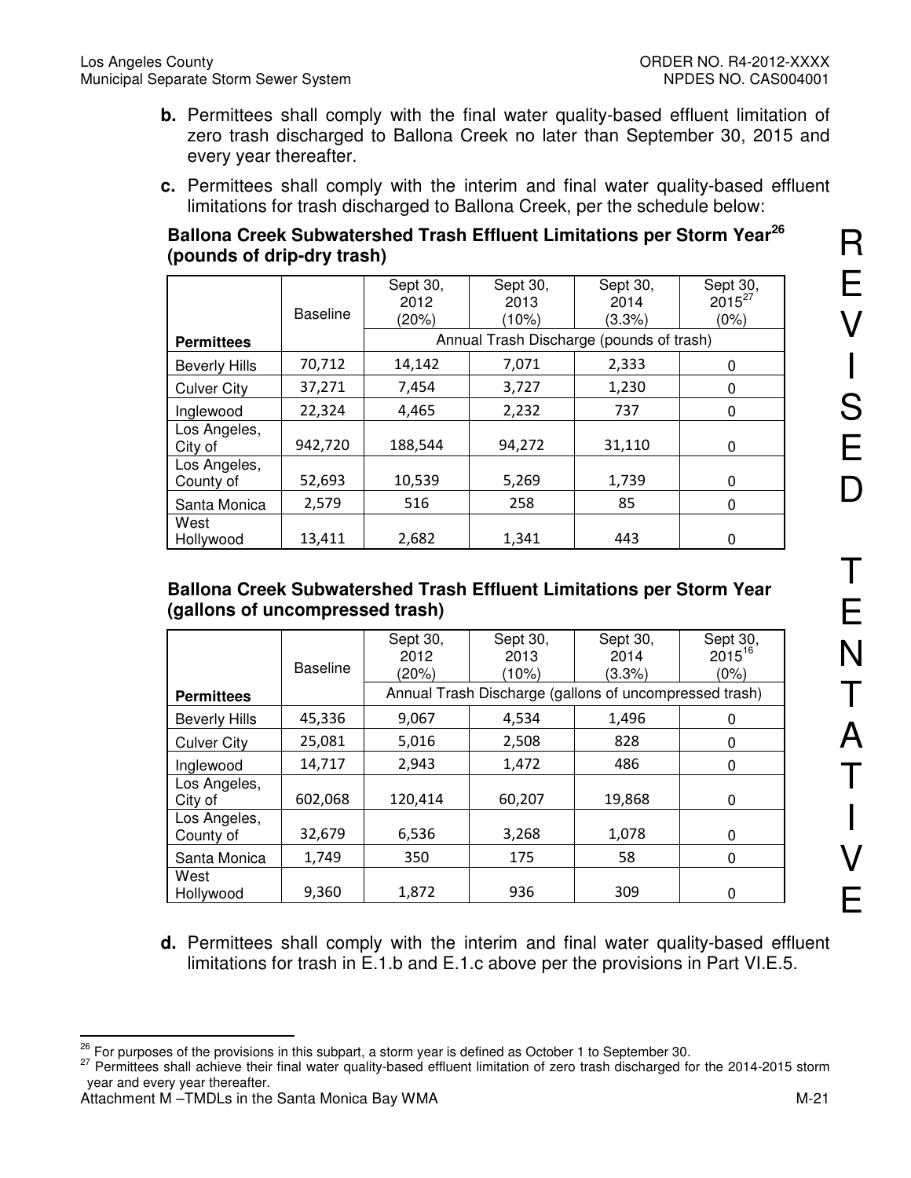**b.** Permittees shall comply with the final water quality-based effluent limitation of zero trash discharged to Ballona Creek no later than September 30, 2015 and every year thereafter.

**c.** Permittees shall comply with the interim and final water quality-based effluent limitations for trash discharged to Ballona Creek, per the schedule below:

**Ballona Creek Subwatershed Trash Effluent Limitations per Storm Year[26] (pounds of drip-dry trash)**

| Permittees | Baseline | Sept 30, 2012 (20%) | Sept 30, 2013 (10%) | Sept 30, 2014 (3.3%) | Sept 30, 2015[27] (0%) |
|---|---|---|---|---|---|
| | | Annual Trash Discharge (pounds of trash) | | | |
| Beverly Hills | 70,712 | 14,142 | 7,071 | 2,333 | 0 |
| Culver City | 37,271 | 7,454 | 3,727 | 1,230 | 0 |
| Inglewood | 22,324 | 4,465 | 2,232 | 737 | 0 |
| Los Angeles, City of | 942,720 | 188,544 | 94,272 | 31,110 | 0 |
| Los Angeles, County of | 52,693 | 10,539 | 5,269 | 1,739 | 0 |
| Santa Monica | 2,579 | 516 | 258 | 85 | 0 |
| West Hollywood | 13,411 | 2,682 | 1,341 | 443 | 0 |

**Ballona Creek Subwatershed Trash Effluent Limitations per Storm Year (gallons of uncompressed trash)**

| Permittees | Baseline | Sept 30, 2012 (20%) | Sept 30, 2013 (10%) | Sept 30, 2014 (3.3%) | Sept 30, 2015[16] (0%) |
|---|---|---|---|---|---|
| | | Annual Trash Discharge (gallons of uncompressed trash) | | | |
| Beverly Hills | 45,336 | 9,067 | 4,534 | 1,496 | 0 |
| Culver City | 25,081 | 5,016 | 2,508 | 828 | 0 |
| Inglewood | 14,717 | 2,943 | 1,472 | 486 | 0 |
| Los Angeles, City of | 602,068 | 120,414 | 60,207 | 19,868 | 0 |
| Los Angeles, County of | 32,679 | 6,536 | 3,268 | 1,078 | 0 |
| Santa Monica | 1,749 | 350 | 175 | 58 | 0 |
| West Hollywood | 9,360 | 1,872 | 936 | 309 | 0 |

**d.** Permittees shall comply with the interim and final water quality-based effluent limitations for trash in E.1.b and E.1.c above per the provisions in Part VI.E.5.

---

[26] For purposes of the provisions in this subpart, a storm year is defined as October 1 to September 30.

[27] Permittees shall achieve their final water quality-based effluent limitation of zero trash discharged for the 2014-2015 storm year and every year thereafter.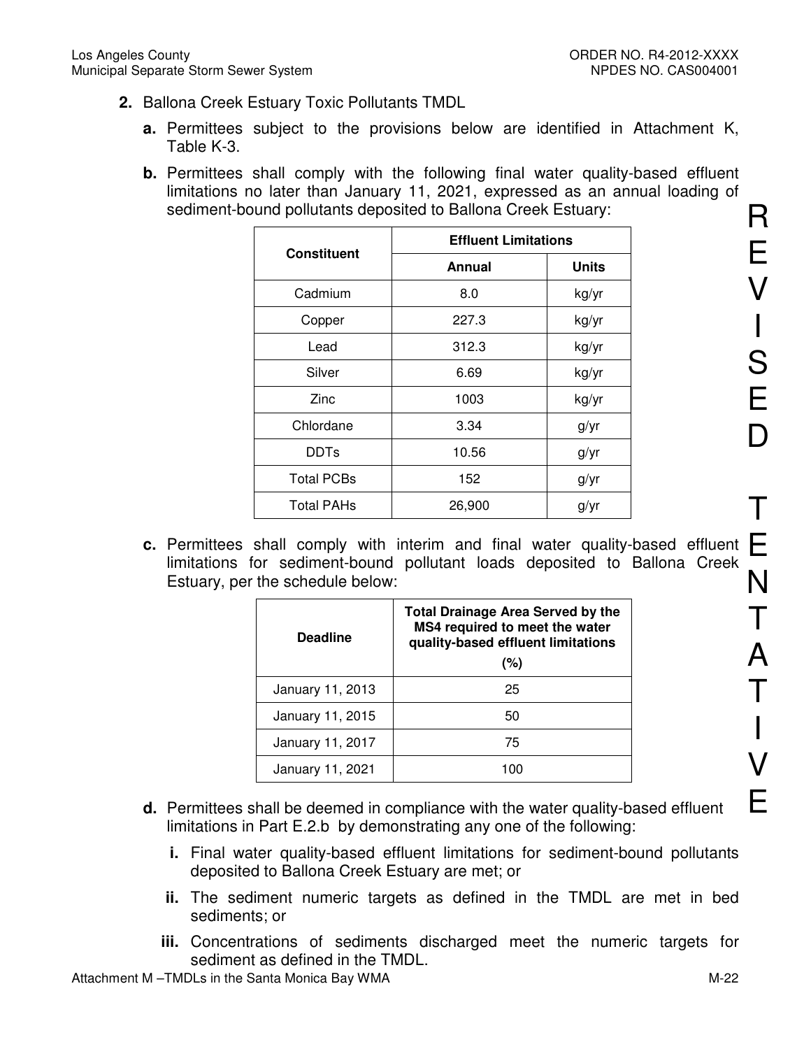**2.** Ballona Creek Estuary Toxic Pollutants TMDL

**a.** Permittees subject to the provisions below are identified in Attachment K, Table K-3.

**b.** Permittees shall comply with the following final water quality-based effluent limitations no later than January 11, 2021, expressed as an annual loading of sediment-bound pollutants deposited to Ballona Creek Estuary:

| Constituent | Effluent Limitations | |
|---|---|---|
| | Annual | Units |
| Cadmium | 8.0 | kg/yr |
| Copper | 227.3 | kg/yr |
| Lead | 312.3 | kg/yr |
| Silver | 6.69 | kg/yr |
| Zinc | 1003 | kg/yr |
| Chlordane | 3.34 | g/yr |
| DDTs | 10.56 | g/yr |
| Total PCBs | 152 | g/yr |
| Total PAHs | 26,900 | g/yr |

**c.** Permittees shall comply with interim and final water quality-based effluent limitations for sediment-bound pollutant loads deposited to Ballona Creek Estuary, per the schedule below:

| Deadline | Total Drainage Area Served by the MS4 required to meet the water quality-based effluent limitations (%) |
|---|---|
| January 11, 2013 | 25 |
| January 11, 2015 | 50 |
| January 11, 2017 | 75 |
| January 11, 2021 | 100 |

**d.** Permittees shall be deemed in compliance with the water quality-based effluent limitations in Part E.2.b by demonstrating any one of the following:

**i.** Final water quality-based effluent limitations for sediment-bound pollutants deposited to Ballona Creek Estuary are met; or

**ii.** The sediment numeric targets as defined in the TMDL are met in bed sediments; or

**iii.** Concentrations of sediments discharged meet the numeric targets for sediment as defined in the TMDL.

REVISED TENTATIVE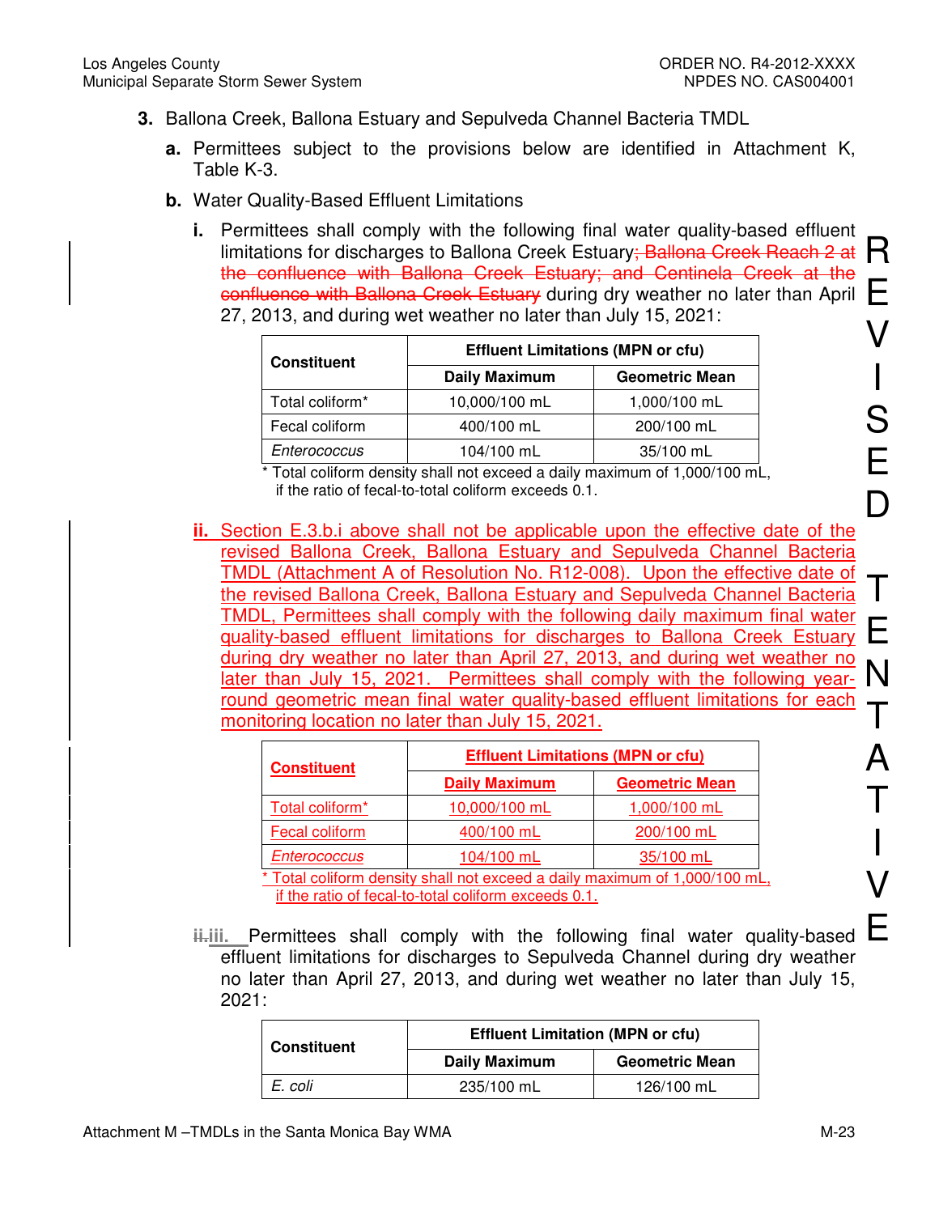3. Ballona Creek, Ballona Estuary and Sepulveda Channel Bacteria TMDL

   a. Permittees subject to the provisions below are identified in Attachment K, Table K-3.

   b. Water Quality-Based Effluent Limitations

      i. Permittees shall comply with the following final water quality-based effluent limitations for discharges to Ballona Creek Estuary~~; Ballona Creek Reach 2 at the confluence with Ballona Creek Estuary; and Centinela Creek at the confluence with Ballona Creek Estuary~~ during dry weather no later than April 27, 2013, and during wet weather no later than July 15, 2021:

| Constituent | Effluent Limitations (MPN or cfu) | |
|---|---|---|
| | Daily Maximum | Geometric Mean |
| Total coliform* | 10,000/100 mL | 1,000/100 mL |
| Fecal coliform | 400/100 mL | 200/100 mL |
| *Enterococcus* | 104/100 mL | 35/100 mL |

\* Total coliform density shall not exceed a daily maximum of 1,000/100 mL, if the ratio of fecal-to-total coliform exceeds 0.1.

      ii. Section E.3.b.i above shall not be applicable upon the effective date of the revised Ballona Creek, Ballona Estuary and Sepulveda Channel Bacteria TMDL (Attachment A of Resolution No. R12-008). Upon the effective date of the revised Ballona Creek, Ballona Estuary and Sepulveda Channel Bacteria TMDL, Permittees shall comply with the following daily maximum final water quality-based effluent limitations for discharges to Ballona Creek Estuary during dry weather no later than April 27, 2013, and during wet weather no later than July 15, 2021. Permittees shall comply with the following year-round geometric mean final water quality-based effluent limitations for each monitoring location no later than July 15, 2021.

| Constituent | Effluent Limitations (MPN or cfu) | |
|---|---|---|
| | Daily Maximum | Geometric Mean |
| Total coliform* | 10,000/100 mL | 1,000/100 mL |
| Fecal coliform | 400/100 mL | 200/100 mL |
| *Enterococcus* | 104/100 mL | 35/100 mL |

\* Total coliform density shall not exceed a daily maximum of 1,000/100 mL, if the ratio of fecal-to-total coliform exceeds 0.1.

      ~~ii.~~iii. Permittees shall comply with the following final water quality-based effluent limitations for discharges to Sepulveda Channel during dry weather no later than April 27, 2013, and during wet weather no later than July 15, 2021:

| Constituent | Effluent Limitation (MPN or cfu) | |
|---|---|---|
| | Daily Maximum | Geometric Mean |
| *E. coli* | 235/100 mL | 126/100 mL |

REVISED TENTATIVE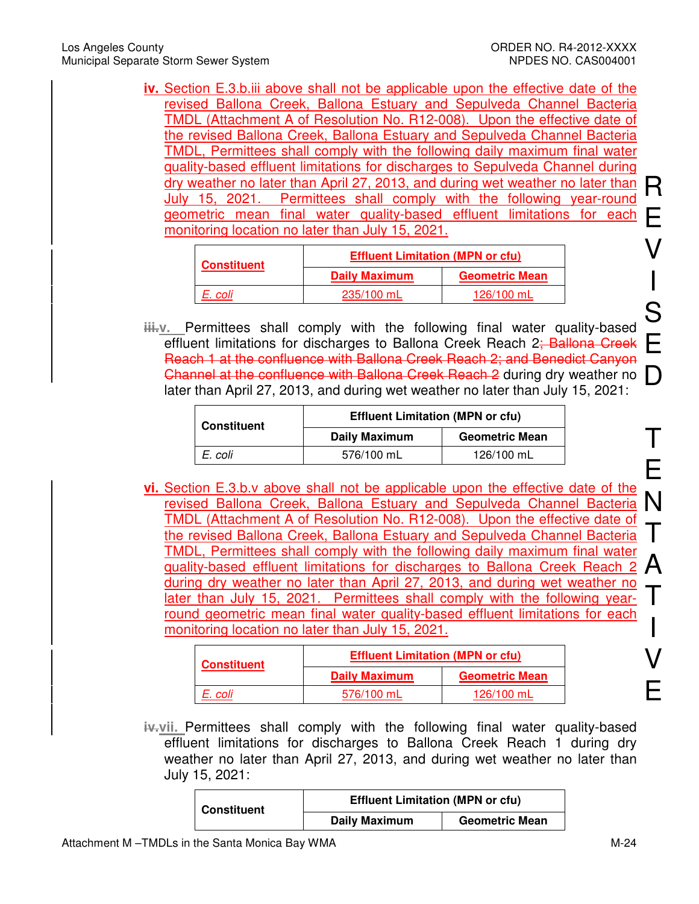iv. Section E.3.b.iii above shall not be applicable upon the effective date of the revised Ballona Creek, Ballona Estuary and Sepulveda Channel Bacteria TMDL (Attachment A of Resolution No. R12-008). Upon the effective date of the revised Ballona Creek, Ballona Estuary and Sepulveda Channel Bacteria TMDL, Permittees shall comply with the following daily maximum final water quality-based effluent limitations for discharges to Sepulveda Channel during dry weather no later than April 27, 2013, and during wet weather no later than July 15, 2021. Permittees shall comply with the following year-round geometric mean final water quality-based effluent limitations for each monitoring location no later than July 15, 2021.

| Constituent | Effluent Limitation (MPN or cfu) | |
|---|---|---|
| | Daily Maximum | Geometric Mean |
| *E. coli* | 235/100 mL | 126/100 mL |

~~iii.~~v. Permittees shall comply with the following final water quality-based effluent limitations for discharges to Ballona Creek Reach 2~~; Ballona Creek Reach 1 at the confluence with Ballona Creek Reach 2; and Benedict Canyon Channel at the confluence with Ballona Creek Reach 2~~ during dry weather no later than April 27, 2013, and during wet weather no later than July 15, 2021:

| Constituent | Effluent Limitation (MPN or cfu) | |
|---|---|---|
| | Daily Maximum | Geometric Mean |
| *E. coli* | 576/100 mL | 126/100 mL |

vi. Section E.3.b.v above shall not be applicable upon the effective date of the revised Ballona Creek, Ballona Estuary and Sepulveda Channel Bacteria TMDL (Attachment A of Resolution No. R12-008). Upon the effective date of the revised Ballona Creek, Ballona Estuary and Sepulveda Channel Bacteria TMDL, Permittees shall comply with the following daily maximum final water quality-based effluent limitations for discharges to Ballona Creek Reach 2 during dry weather no later than April 27, 2013, and during wet weather no later than July 15, 2021. Permittees shall comply with the following year-round geometric mean final water quality-based effluent limitations for each monitoring location no later than July 15, 2021.

| Constituent | Effluent Limitation (MPN or cfu) | |
|---|---|---|
| | Daily Maximum | Geometric Mean |
| *E. coli* | 576/100 mL | 126/100 mL |

~~iv.~~vii. Permittees shall comply with the following final water quality-based effluent limitations for discharges to Ballona Creek Reach 1 during dry weather no later than April 27, 2013, and during wet weather no later than July 15, 2021:

| Constituent | Effluent Limitation (MPN or cfu) | |
|---|---|---|
| | Daily Maximum | Geometric Mean |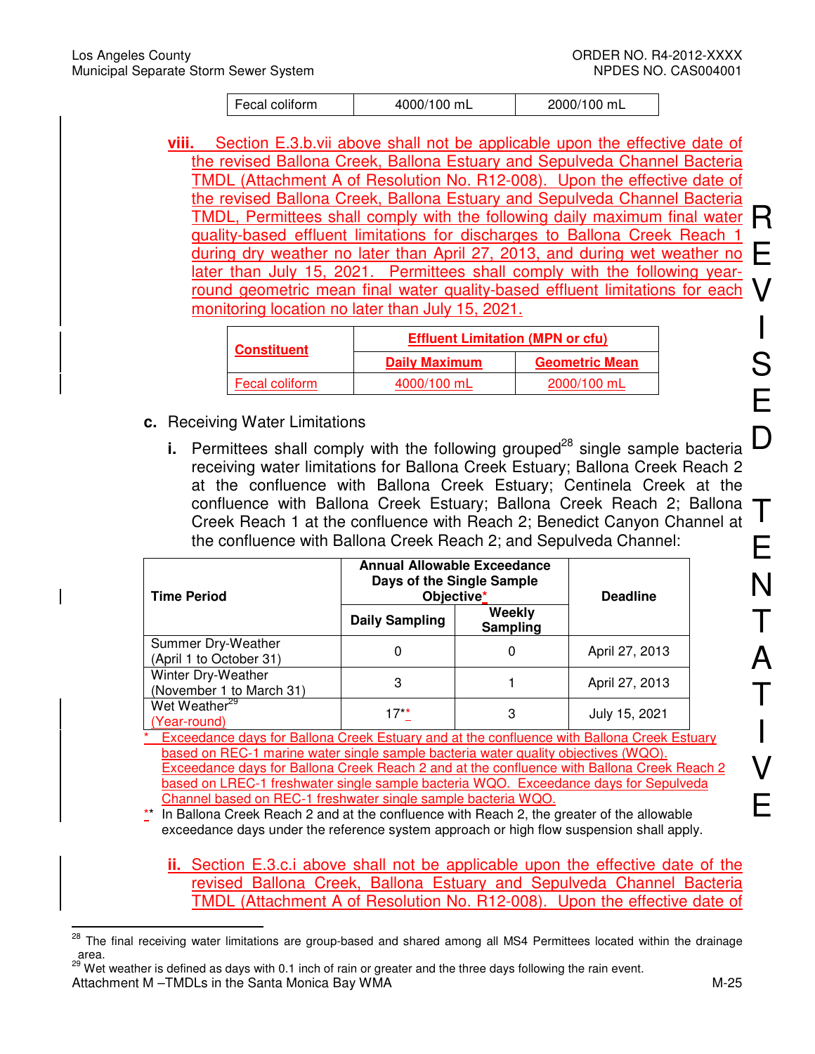| Fecal coliform | 4000/100 mL | 2000/100 mL |
|---|---|---|

**viii.** Section E.3.b.vii above shall not be applicable upon the effective date of the revised Ballona Creek, Ballona Estuary and Sepulveda Channel Bacteria TMDL (Attachment A of Resolution No. R12-008). Upon the effective date of the revised Ballona Creek, Ballona Estuary and Sepulveda Channel Bacteria TMDL, Permittees shall comply with the following daily maximum final water quality-based effluent limitations for discharges to Ballona Creek Reach 1 during dry weather no later than April 27, 2013, and during wet weather no later than July 15, 2021. Permittees shall comply with the following year-round geometric mean final water quality-based effluent limitations for each monitoring location no later than July 15, 2021.

| **Constituent** | **Effluent Limitation (MPN or cfu)** | |
|---|---|---|
| | **Daily Maximum** | **Geometric Mean** |
| Fecal coliform | 4000/100 mL | 2000/100 mL |

**c.** Receiving Water Limitations

**i.** Permittees shall comply with the following grouped[28] single sample bacteria receiving water limitations for Ballona Creek Estuary; Ballona Creek Reach 2 at the confluence with Ballona Creek Estuary; Centinela Creek at the confluence with Ballona Creek Estuary; Ballona Creek Reach 2; Ballona Creek Reach 1 at the confluence with Reach 2; Benedict Canyon Channel at the confluence with Ballona Creek Reach 2; and Sepulveda Channel:

| **Time Period** | **Annual Allowable Exceedance Days of the Single Sample Objective*** | | **Deadline** |
|---|---|---|---|
| | **Daily Sampling** | **Weekly Sampling** | |
| Summer Dry-Weather (April 1 to October 31) | 0 | 0 | April 27, 2013 |
| Winter Dry-Weather (November 1 to March 31) | 3 | 1 | April 27, 2013 |
| Wet Weather[29] (Year-round) | 17** | 3 | July 15, 2021 |

\* Exceedance days for Ballona Creek Estuary and at the confluence with Ballona Creek Estuary based on REC-1 marine water single sample bacteria water quality objectives (WQO). Exceedance days for Ballona Creek Reach 2 and at the confluence with Ballona Creek Reach 2 based on LREC-1 freshwater single sample bacteria WQO. Exceedance days for Sepulveda Channel based on REC-1 freshwater single sample bacteria WQO.

\** In Ballona Creek Reach 2 and at the confluence with Reach 2, the greater of the allowable exceedance days under the reference system approach or high flow suspension shall apply.

**ii.** Section E.3.c.i above shall not be applicable upon the effective date of the revised Ballona Creek, Ballona Estuary and Sepulveda Channel Bacteria TMDL (Attachment A of Resolution No. R12-008). Upon the effective date of

---

[28] The final receiving water limitations are group-based and shared among all MS4 Permittees located within the drainage area.

[29] Wet weather is defined as days with 0.1 inch of rain or greater and the three days following the rain event.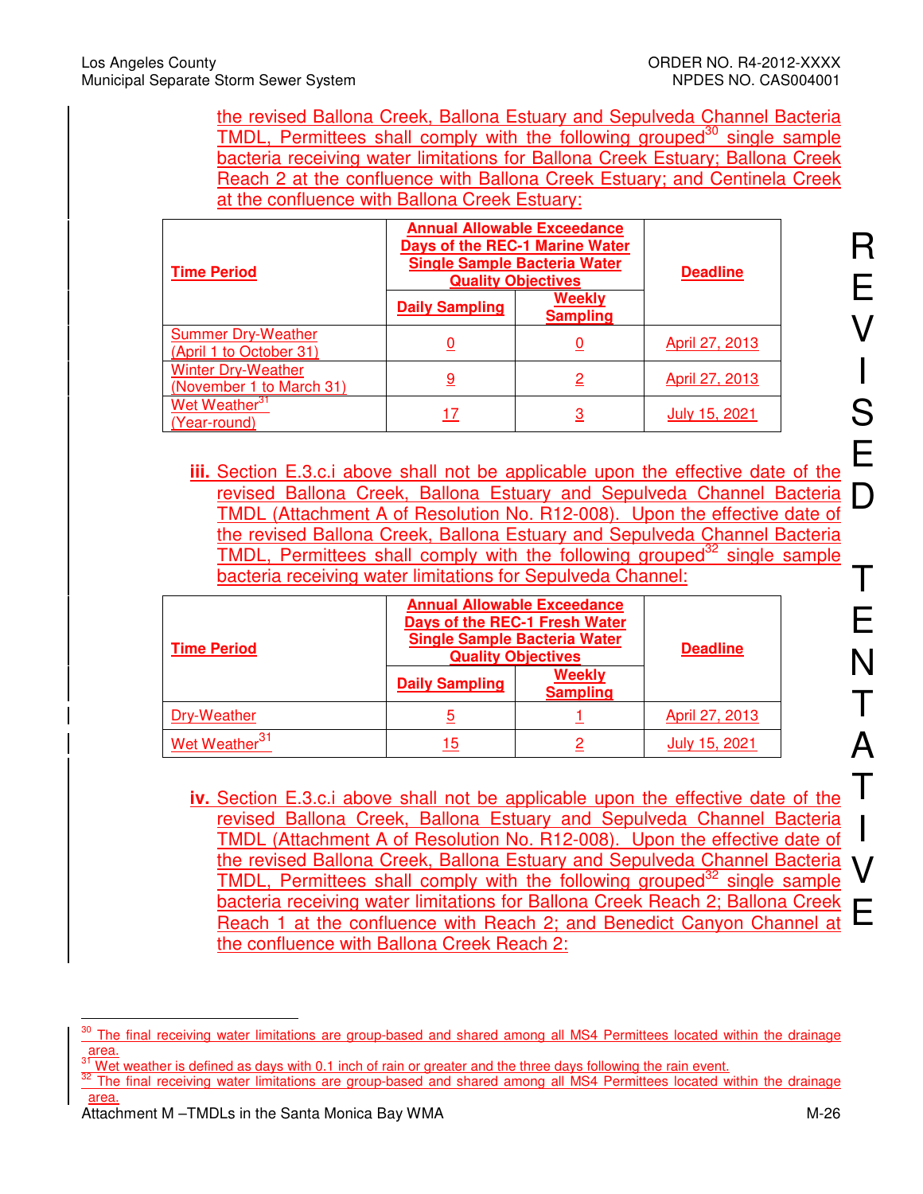the revised Ballona Creek, Ballona Estuary and Sepulveda Channel Bacteria TMDL, Permittees shall comply with the following grouped[30] single sample bacteria receiving water limitations for Ballona Creek Estuary; Ballona Creek Reach 2 at the confluence with Ballona Creek Estuary; and Centinela Creek at the confluence with Ballona Creek Estuary:

| **Time Period** | **Annual Allowable Exceedance Days of the REC-1 Marine Water Single Sample Bacteria Water Quality Objectives** | | **Deadline** |
|---|---|---|---|
| | **Daily Sampling** | **Weekly Sampling** | |
| Summer Dry-Weather (April 1 to October 31) | 0 | 0 | April 27, 2013 |
| Winter Dry-Weather (November 1 to March 31) | 9 | 2 | April 27, 2013 |
| Wet Weather[31] (Year-round) | 17 | 3 | July 15, 2021 |

**iii.** Section E.3.c.i above shall not be applicable upon the effective date of the revised Ballona Creek, Ballona Estuary and Sepulveda Channel Bacteria TMDL (Attachment A of Resolution No. R12-008). Upon the effective date of the revised Ballona Creek, Ballona Estuary and Sepulveda Channel Bacteria TMDL, Permittees shall comply with the following grouped[32] single sample bacteria receiving water limitations for Sepulveda Channel:

| **Time Period** | **Annual Allowable Exceedance Days of the REC-1 Fresh Water Single Sample Bacteria Water Quality Objectives** | | **Deadline** |
|---|---|---|---|
| | **Daily Sampling** | **Weekly Sampling** | |
| Dry-Weather | 5 | 1 | April 27, 2013 |
| Wet Weather[31] | 15 | 2 | July 15, 2021 |

**iv.** Section E.3.c.i above shall not be applicable upon the effective date of the revised Ballona Creek, Ballona Estuary and Sepulveda Channel Bacteria TMDL (Attachment A of Resolution No. R12-008). Upon the effective date of the revised Ballona Creek, Ballona Estuary and Sepulveda Channel Bacteria TMDL, Permittees shall comply with the following grouped[32] single sample bacteria receiving water limitations for Ballona Creek Reach 2; Ballona Creek Reach 1 at the confluence with Reach 2; and Benedict Canyon Channel at the confluence with Ballona Creek Reach 2:

---

[30] The final receiving water limitations are group-based and shared among all MS4 Permittees located within the drainage area.

[31] Wet weather is defined as days with 0.1 inch of rain or greater and the three days following the rain event.

[32] The final receiving water limitations are group-based and shared among all MS4 Permittees located within the drainage area.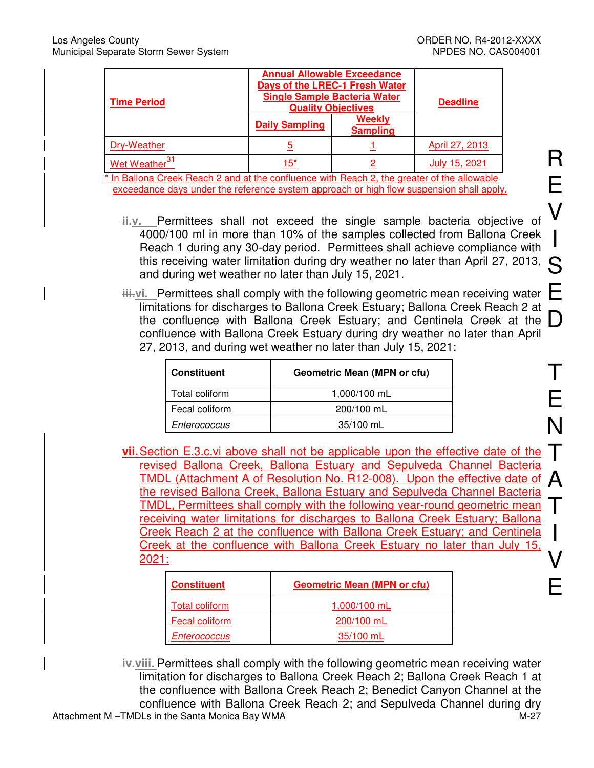| Time Period | Annual Allowable Exceedance Days of the LREC-1 Fresh Water Single Sample Bacteria Water Quality Objectives | | Deadline |
|---|---|---|---|
| | Daily Sampling | Weekly Sampling | |
| Dry-Weather | 5 | 1 | April 27, 2013 |
| Wet Weather[31] | 15* | 2 | July 15, 2021 |

\* In Ballona Creek Reach 2 and at the confluence with Reach 2, the greater of the allowable exceedance days under the reference system approach or high flow suspension shall apply.

~~ii.~~v. Permittees shall not exceed the single sample bacteria objective of 4000/100 ml in more than 10% of the samples collected from Ballona Creek Reach 1 during any 30-day period. Permittees shall achieve compliance with this receiving water limitation during dry weather no later than April 27, 2013, and during wet weather no later than July 15, 2021.

~~iii.~~vi. Permittees shall comply with the following geometric mean receiving water limitations for discharges to Ballona Creek Estuary; Ballona Creek Reach 2 at the confluence with Ballona Creek Estuary; and Centinela Creek at the confluence with Ballona Creek Estuary during dry weather no later than April 27, 2013, and during wet weather no later than July 15, 2021:

| Constituent | Geometric Mean (MPN or cfu) |
|---|---|
| Total coliform | 1,000/100 mL |
| Fecal coliform | 200/100 mL |
| *Enterococcus* | 35/100 mL |

**vii.** Section E.3.c.vi above shall not be applicable upon the effective date of the revised Ballona Creek, Ballona Estuary and Sepulveda Channel Bacteria TMDL (Attachment A of Resolution No. R12-008). Upon the effective date of the revised Ballona Creek, Ballona Estuary and Sepulveda Channel Bacteria TMDL, Permittees shall comply with the following year-round geometric mean receiving water limitations for discharges to Ballona Creek Estuary; Ballona Creek Reach 2 at the confluence with Ballona Creek Estuary; and Centinela Creek at the confluence with Ballona Creek Estuary no later than July 15, 2021:

| Constituent | Geometric Mean (MPN or cfu) |
|---|---|
| Total coliform | 1,000/100 mL |
| Fecal coliform | 200/100 mL |
| *Enterococcus* | 35/100 mL |

~~iv.~~viii. Permittees shall comply with the following geometric mean receiving water limitation for discharges to Ballona Creek Reach 2; Ballona Creek Reach 1 at the confluence with Ballona Creek Reach 2; Benedict Canyon Channel at the confluence with Ballona Creek Reach 2; and Sepulveda Channel during dry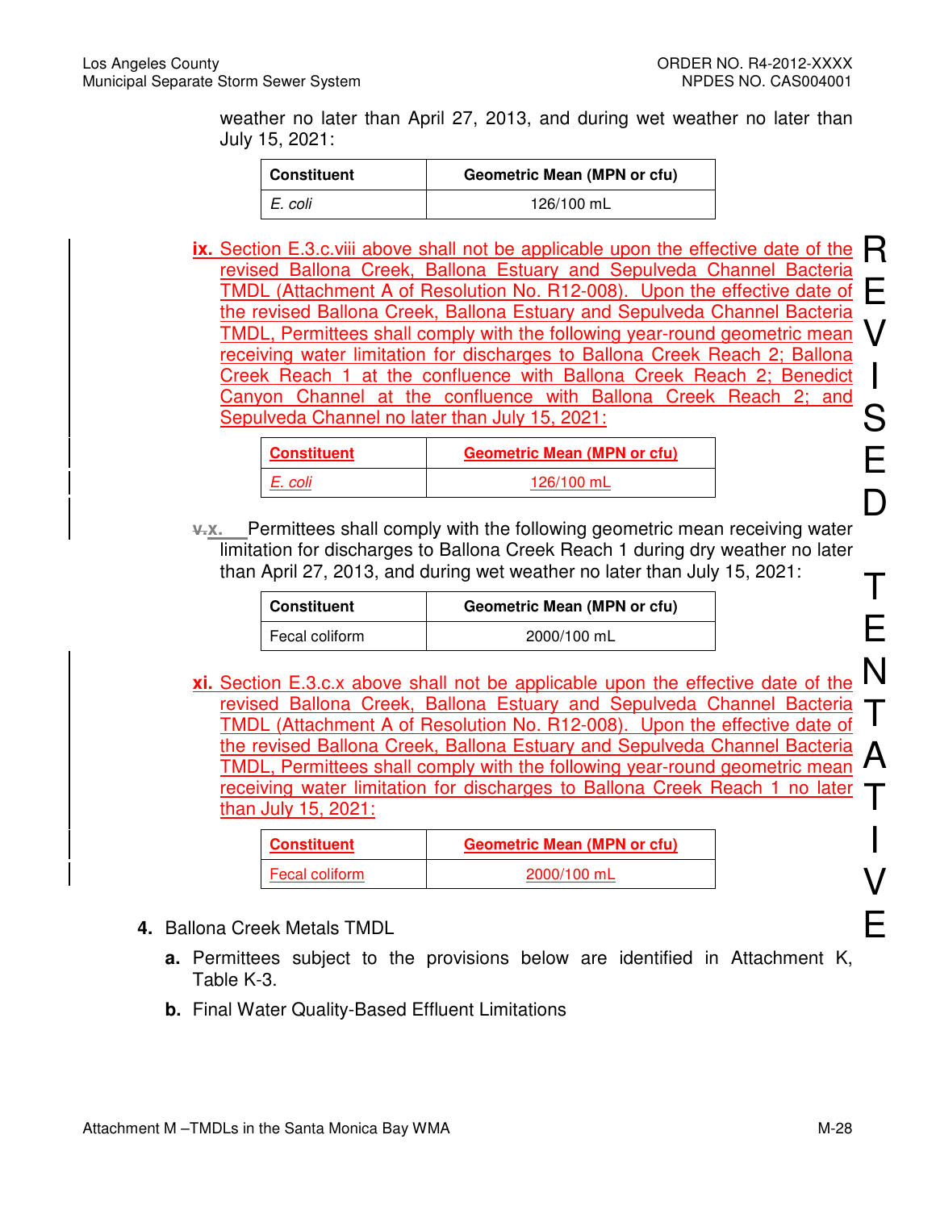weather no later than April 27, 2013, and during wet weather no later than July 15, 2021:

| Constituent | Geometric Mean (MPN or cfu) |
| --- | --- |
| *E. coli* | 126/100 mL |

**ix.** Section E.3.c.viii above shall not be applicable upon the effective date of the revised Ballona Creek, Ballona Estuary and Sepulveda Channel Bacteria TMDL (Attachment A of Resolution No. R12-008). Upon the effective date of the revised Ballona Creek, Ballona Estuary and Sepulveda Channel Bacteria TMDL, Permittees shall comply with the following year-round geometric mean receiving water limitation for discharges to Ballona Creek Reach 2; Ballona Creek Reach 1 at the confluence with Ballona Creek Reach 2; Benedict Canyon Channel at the confluence with Ballona Creek Reach 2; and Sepulveda Channel no later than July 15, 2021:

| Constituent | Geometric Mean (MPN or cfu) |
| --- | --- |
| *E. coli* | 126/100 mL |

~~v.~~ **x.** Permittees shall comply with the following geometric mean receiving water limitation for discharges to Ballona Creek Reach 1 during dry weather no later than April 27, 2013, and during wet weather no later than July 15, 2021:

| Constituent | Geometric Mean (MPN or cfu) |
| --- | --- |
| Fecal coliform | 2000/100 mL |

**xi.** Section E.3.c.x above shall not be applicable upon the effective date of the revised Ballona Creek, Ballona Estuary and Sepulveda Channel Bacteria TMDL (Attachment A of Resolution No. R12-008). Upon the effective date of the revised Ballona Creek, Ballona Estuary and Sepulveda Channel Bacteria TMDL, Permittees shall comply with the following year-round geometric mean receiving water limitation for discharges to Ballona Creek Reach 1 no later than July 15, 2021:

| Constituent | Geometric Mean (MPN or cfu) |
| --- | --- |
| Fecal coliform | 2000/100 mL |

**4.** Ballona Creek Metals TMDL

**a.** Permittees subject to the provisions below are identified in Attachment K, Table K-3.

**b.** Final Water Quality-Based Effluent Limitations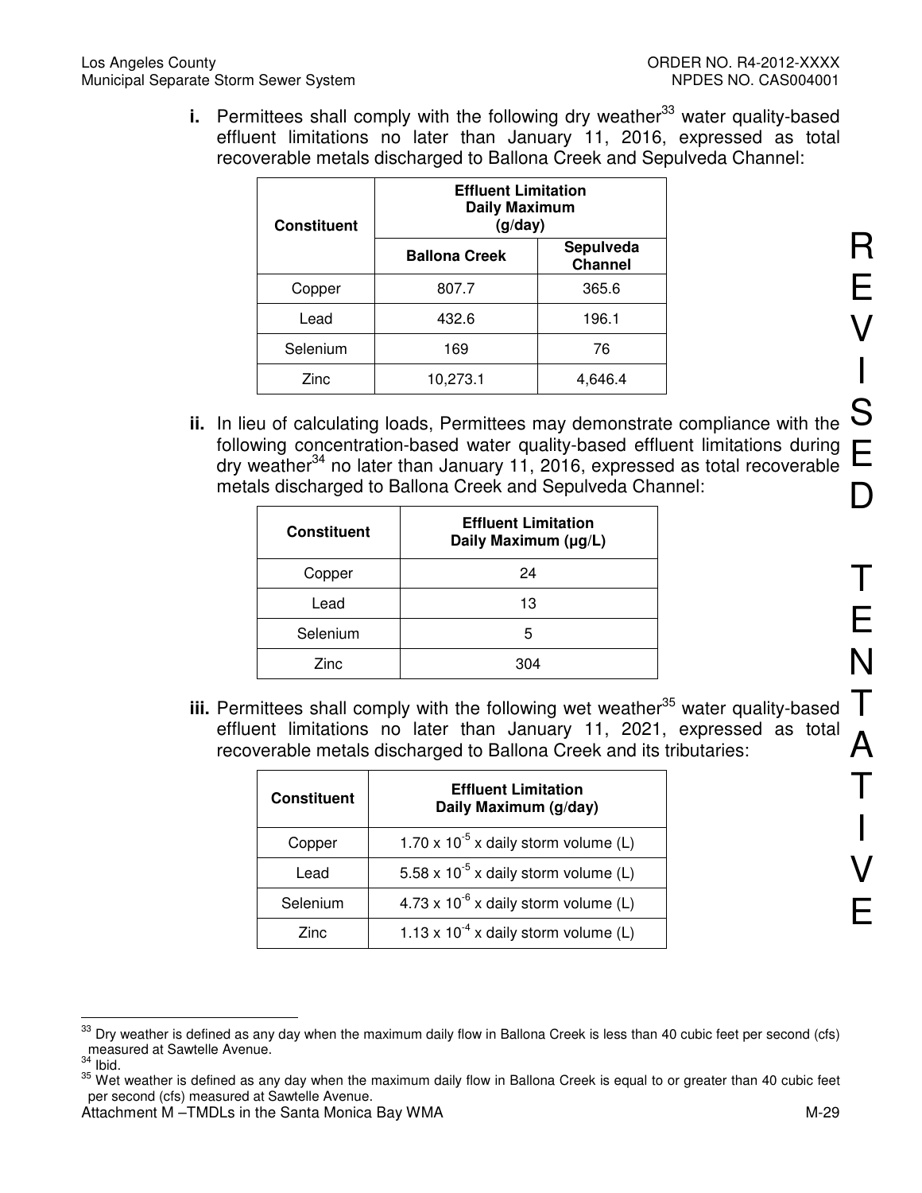**i.** Permittees shall comply with the following dry weather[33] water quality-based effluent limitations no later than January 11, 2016, expressed as total recoverable metals discharged to Ballona Creek and Sepulveda Channel:

| Constituent | Effluent Limitation Daily Maximum (g/day) | |
|---|---|---|
| | Ballona Creek | Sepulveda Channel |
| Copper | 807.7 | 365.6 |
| Lead | 432.6 | 196.1 |
| Selenium | 169 | 76 |
| Zinc | 10,273.1 | 4,646.4 |

**ii.** In lieu of calculating loads, Permittees may demonstrate compliance with the following concentration-based water quality-based effluent limitations during dry weather[34] no later than January 11, 2016, expressed as total recoverable metals discharged to Ballona Creek and Sepulveda Channel:

| Constituent | Effluent Limitation Daily Maximum (µg/L) |
|---|---|
| Copper | 24 |
| Lead | 13 |
| Selenium | 5 |
| Zinc | 304 |

**iii.** Permittees shall comply with the following wet weather[35] water quality-based effluent limitations no later than January 11, 2021, expressed as total recoverable metals discharged to Ballona Creek and its tributaries:

| Constituent | Effluent Limitation Daily Maximum (g/day) |
|---|---|
| Copper | $1.70 \times 10^{-5}$ x daily storm volume (L) |
| Lead | $5.58 \times 10^{-5}$ x daily storm volume (L) |
| Selenium | $4.73 \times 10^{-6}$ x daily storm volume (L) |
| Zinc | $1.13 \times 10^{-4}$ x daily storm volume (L) |

REVISED TENTATIVE

[33] Dry weather is defined as any day when the maximum daily flow in Ballona Creek is less than 40 cubic feet per second (cfs) measured at Sawtelle Avenue.

[34] Ibid.

[35] Wet weather is defined as any day when the maximum daily flow in Ballona Creek is equal to or greater than 40 cubic feet per second (cfs) measured at Sawtelle Avenue.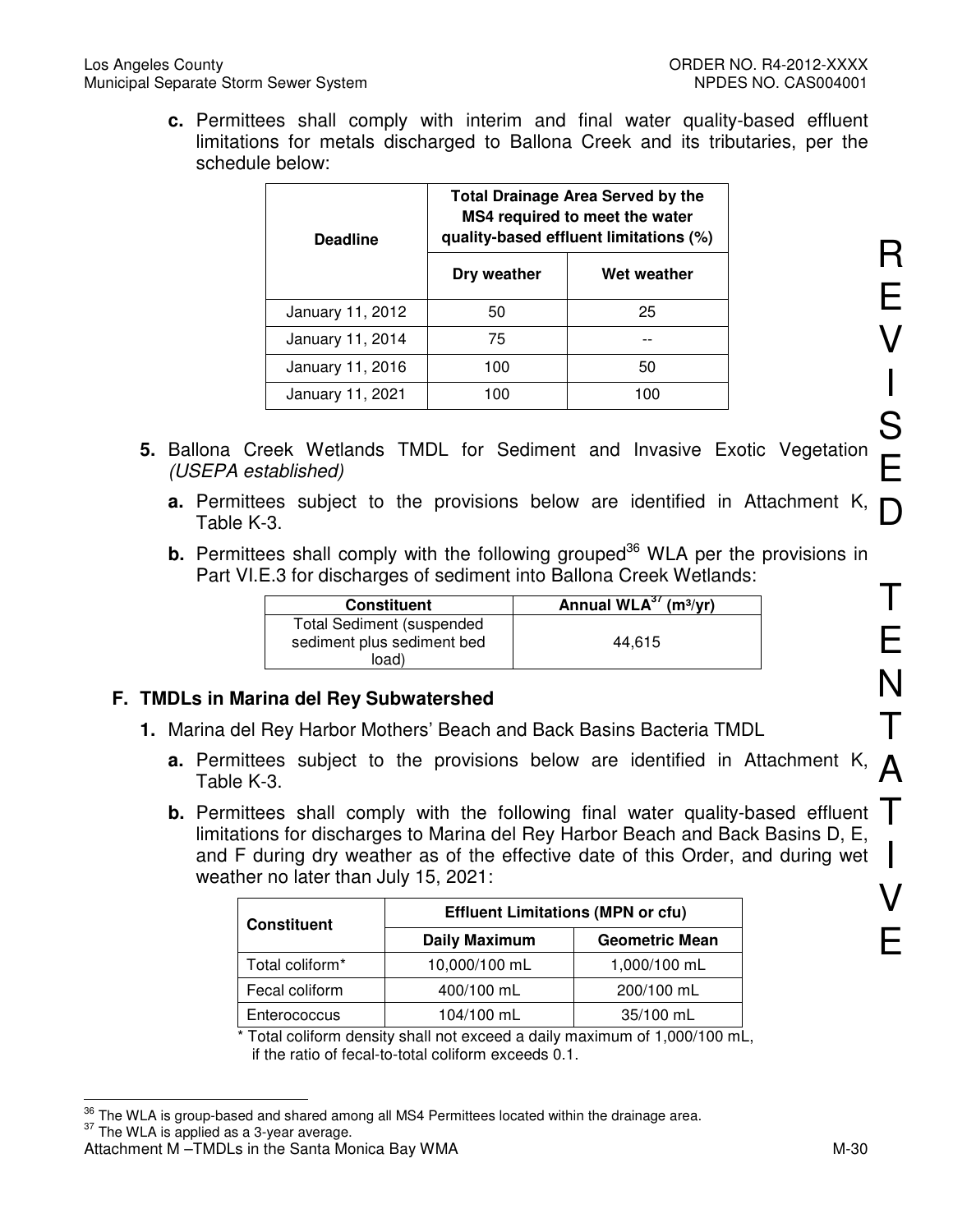**c.** Permittees shall comply with interim and final water quality-based effluent limitations for metals discharged to Ballona Creek and its tributaries, per the schedule below:

| Deadline | Total Drainage Area Served by the MS4 required to meet the water quality-based effluent limitations (%) | |
|---|---|---|
| | Dry weather | Wet weather |
| January 11, 2012 | 50 | 25 |
| January 11, 2014 | 75 | -- |
| January 11, 2016 | 100 | 50 |
| January 11, 2021 | 100 | 100 |

**5.** Ballona Creek Wetlands TMDL for Sediment and Invasive Exotic Vegetation *(USEPA established)*

**a.** Permittees subject to the provisions below are identified in Attachment K, Table K-3.

**b.** Permittees shall comply with the following grouped[36] WLA per the provisions in Part VI.E.3 for discharges of sediment into Ballona Creek Wetlands:

| Constituent | Annual WLA[37] ($m^3$/yr) |
|---|---|
| Total Sediment (suspended sediment plus sediment bed load) | 44,615 |

## F. TMDLs in Marina del Rey Subwatershed

**1.** Marina del Rey Harbor Mothers' Beach and Back Basins Bacteria TMDL

**a.** Permittees subject to the provisions below are identified in Attachment K, Table K-3.

**b.** Permittees shall comply with the following final water quality-based effluent limitations for discharges to Marina del Rey Harbor Beach and Back Basins D, E, and F during dry weather as of the effective date of this Order, and during wet weather no later than July 15, 2021:

| Constituent | Effluent Limitations (MPN or cfu) | |
|---|---|---|
| | Daily Maximum | Geometric Mean |
| Total coliform* | 10,000/100 mL | 1,000/100 mL |
| Fecal coliform | 400/100 mL | 200/100 mL |
| Enterococcus | 104/100 mL | 35/100 mL |

\* Total coliform density shall not exceed a daily maximum of 1,000/100 mL, if the ratio of fecal-to-total coliform exceeds 0.1.

[36] The WLA is group-based and shared among all MS4 Permittees located within the drainage area.
[37] The WLA is applied as a 3-year average.

REVISED TENTATIVE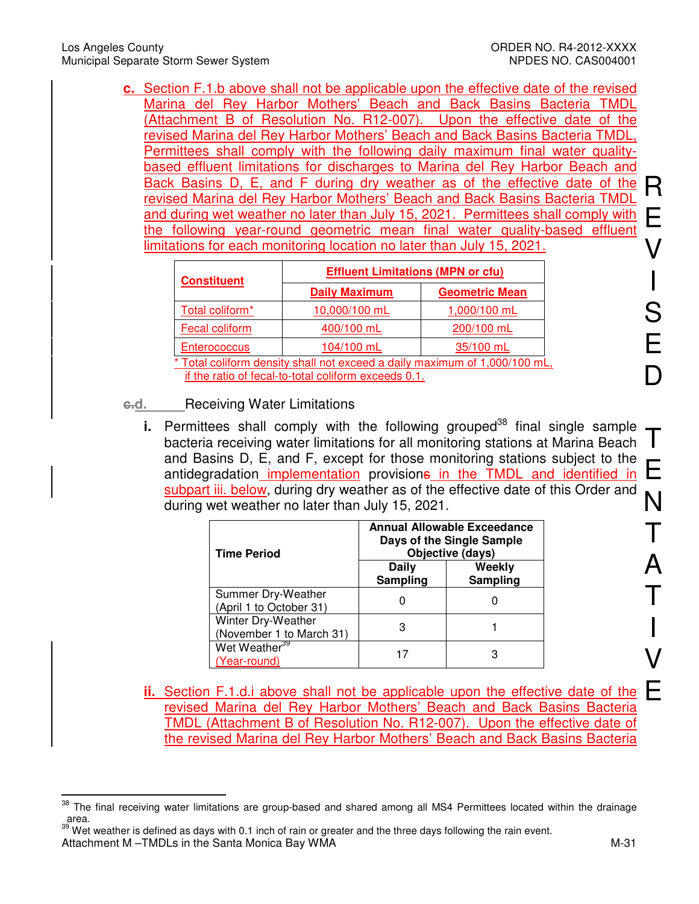c. Section F.1.b above shall not be applicable upon the effective date of the revised Marina del Rey Harbor Mothers' Beach and Back Basins Bacteria TMDL (Attachment B of Resolution No. R12-007). Upon the effective date of the revised Marina del Rey Harbor Mothers' Beach and Back Basins Bacteria TMDL, Permittees shall comply with the following daily maximum final water quality-based effluent limitations for discharges to Marina del Rey Harbor Beach and Back Basins D, E, and F during dry weather as of the effective date of the revised Marina del Rey Harbor Mothers' Beach and Back Basins Bacteria TMDL and during wet weather no later than July 15, 2021. Permittees shall comply with the following year-round geometric mean final water quality-based effluent limitations for each monitoring location no later than July 15, 2021.

| Constituent | Effluent Limitations (MPN or cfu) | |
|---|---|---|
| | Daily Maximum | Geometric Mean |
| Total coliform* | 10,000/100 mL | 1,000/100 mL |
| Fecal coliform | 400/100 mL | 200/100 mL |
| Enterococcus | 104/100 mL | 35/100 mL |

\* Total coliform density shall not exceed a daily maximum of 1,000/100 mL, if the ratio of fecal-to-total coliform exceeds 0.1.

~~c.~~d. Receiving Water Limitations

i. Permittees shall comply with the following grouped[38] final single sample bacteria receiving water limitations for all monitoring stations at Marina Beach and Basins D, E, and F, except for those monitoring stations subject to the antidegradation implementation provision~~s~~ in the TMDL and identified in subpart iii. below, during dry weather as of the effective date of this Order and during wet weather no later than July 15, 2021.

| Time Period | Annual Allowable Exceedance Days of the Single Sample Objective (days) | |
|---|---|---|
| | Daily Sampling | Weekly Sampling |
| Summer Dry-Weather (April 1 to October 31) | 0 | 0 |
| Winter Dry-Weather (November 1 to March 31) | 3 | 1 |
| Wet Weather[39] (Year-round) | 17 | 3 |

ii. Section F.1.d.i above shall not be applicable upon the effective date of the revised Marina del Rey Harbor Mothers' Beach and Back Basins Bacteria TMDL (Attachment B of Resolution No. R12-007). Upon the effective date of the revised Marina del Rey Harbor Mothers' Beach and Back Basins Bacteria

[38] The final receiving water limitations are group-based and shared among all MS4 Permittees located within the drainage area.

[39] Wet weather is defined as days with 0.1 inch of rain or greater and the three days following the rain event.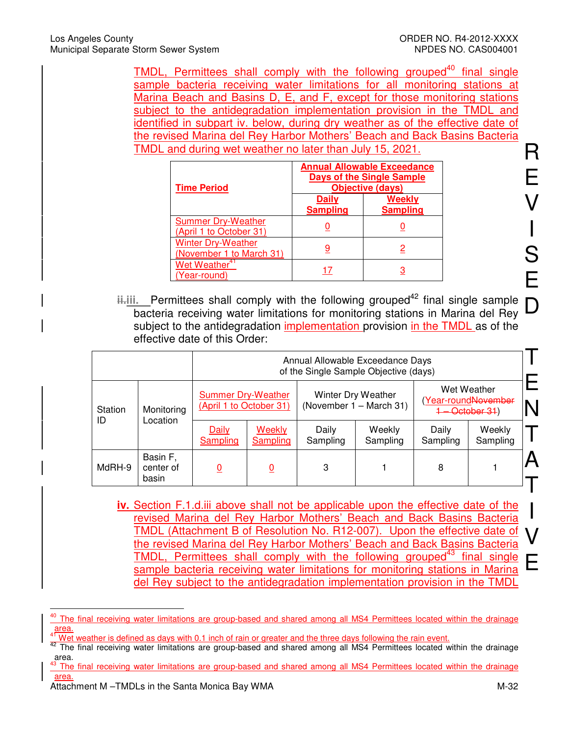TMDL, Permittees shall comply with the following grouped[40] final single sample bacteria receiving water limitations for all monitoring stations at Marina Beach and Basins D, E, and F, except for those monitoring stations subject to the antidegradation implementation provision in the TMDL and identified in subpart iv. below, during dry weather as of the effective date of the revised Marina del Rey Harbor Mothers' Beach and Back Basins Bacteria TMDL and during wet weather no later than July 15, 2021.

| Time Period | Annual Allowable Exceedance Days of the Single Sample Objective (days) | |
|---|---|---|
| | Daily Sampling | Weekly Sampling |
| Summer Dry-Weather (April 1 to October 31) | 0 | 0 |
| Winter Dry-Weather (November 1 to March 31) | 9 | 2 |
| Wet Weather[41] (Year-round) | 17 | 3 |

~~ii.~~iii. Permittees shall comply with the following grouped[42] final single sample bacteria receiving water limitations for monitoring stations in Marina del Rey subject to the antidegradation implementation provision in the TMDL as of the effective date of this Order:

| Station ID | Monitoring Location | Annual Allowable Exceedance Days of the Single Sample Objective (days) | | | | | |
|---|---|---|---|---|---|---|---|
| | | Summer Dry-Weather (April 1 to October 31) | | Winter Dry Weather (November 1 – March 31) | | Wet Weather (Year-round~~November 1 – October 31~~) | |
| | | Daily Sampling | Weekly Sampling | Daily Sampling | Weekly Sampling | Daily Sampling | Weekly Sampling |
| MdRH-9 | Basin F, center of basin | 0 | 0 | 3 | 1 | 8 | 1 |

**iv.** Section F.1.d.iii above shall not be applicable upon the effective date of the revised Marina del Rey Harbor Mothers' Beach and Back Basins Bacteria TMDL (Attachment B of Resolution No. R12-007). Upon the effective date of the revised Marina del Rey Harbor Mothers' Beach and Back Basins Bacteria TMDL, Permittees shall comply with the following grouped[43] final single sample bacteria receiving water limitations for monitoring stations in Marina del Rey subject to the antidegradation implementation provision in the TMDL

---

[40] The final receiving water limitations are group-based and shared among all MS4 Permittees located within the drainage area.

[41] Wet weather is defined as days with 0.1 inch of rain or greater and the three days following the rain event.

[42] The final receiving water limitations are group-based and shared among all MS4 Permittees located within the drainage area.

[43] The final receiving water limitations are group-based and shared among all MS4 Permittees located within the drainage area.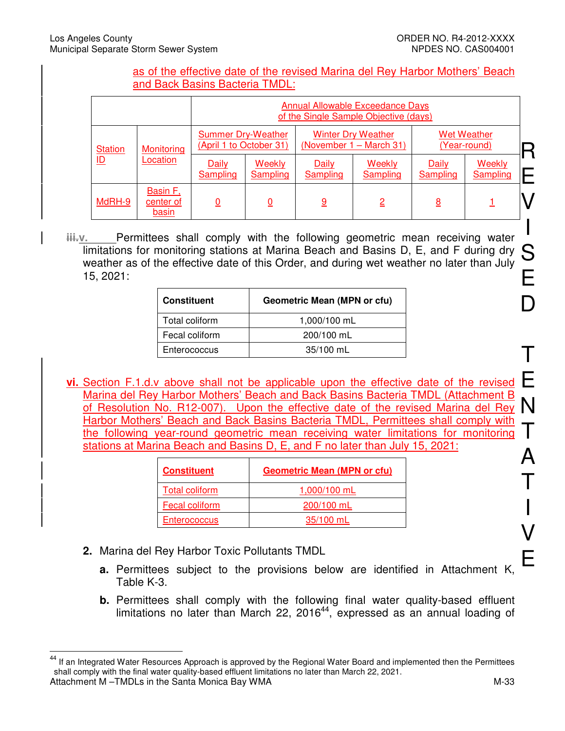as of the effective date of the revised Marina del Rey Harbor Mothers' Beach and Back Basins Bacteria TMDL:

| | | Annual Allowable Exceedance Days of the Single Sample Objective (days) | | | | | |
|---|---|---|---|---|---|---|---|
| Station ID | Monitoring Location | Summer Dry-Weather (April 1 to October 31) | | Winter Dry Weather (November 1 – March 31) | | Wet Weather (Year-round) | |
| | | Daily Sampling | Weekly Sampling | Daily Sampling | Weekly Sampling | Daily Sampling | Weekly Sampling |
| MdRH-9 | Basin F, center of basin | 0 | 0 | 9 | 2 | 8 | 1 |

~~iii.~~v. Permittees shall comply with the following geometric mean receiving water limitations for monitoring stations at Marina Beach and Basins D, E, and F during dry weather as of the effective date of this Order, and during wet weather no later than July 15, 2021:

| Constituent | Geometric Mean (MPN or cfu) |
|---|---|
| Total coliform | 1,000/100 mL |
| Fecal coliform | 200/100 mL |
| Enterococcus | 35/100 mL |

**vi.** Section F.1.d.v above shall not be applicable upon the effective date of the revised Marina del Rey Harbor Mothers' Beach and Back Basins Bacteria TMDL (Attachment B of Resolution No. R12-007). Upon the effective date of the revised Marina del Rey Harbor Mothers' Beach and Back Basins Bacteria TMDL, Permittees shall comply with the following year-round geometric mean receiving water limitations for monitoring stations at Marina Beach and Basins D, E, and F no later than July 15, 2021:

| Constituent | Geometric Mean (MPN or cfu) |
|---|---|
| Total coliform | 1,000/100 mL |
| Fecal coliform | 200/100 mL |
| Enterococcus | 35/100 mL |

**2.** Marina del Rey Harbor Toxic Pollutants TMDL

**a.** Permittees subject to the provisions below are identified in Attachment K, Table K-3.

**b.** Permittees shall comply with the following final water quality-based effluent limitations no later than March 22, 2016[44], expressed as an annual loading of

[44] If an Integrated Water Resources Approach is approved by the Regional Water Board and implemented then the Permittees shall comply with the final water quality-based effluent limitations no later than March 22, 2021.

REVISED TENTATIVE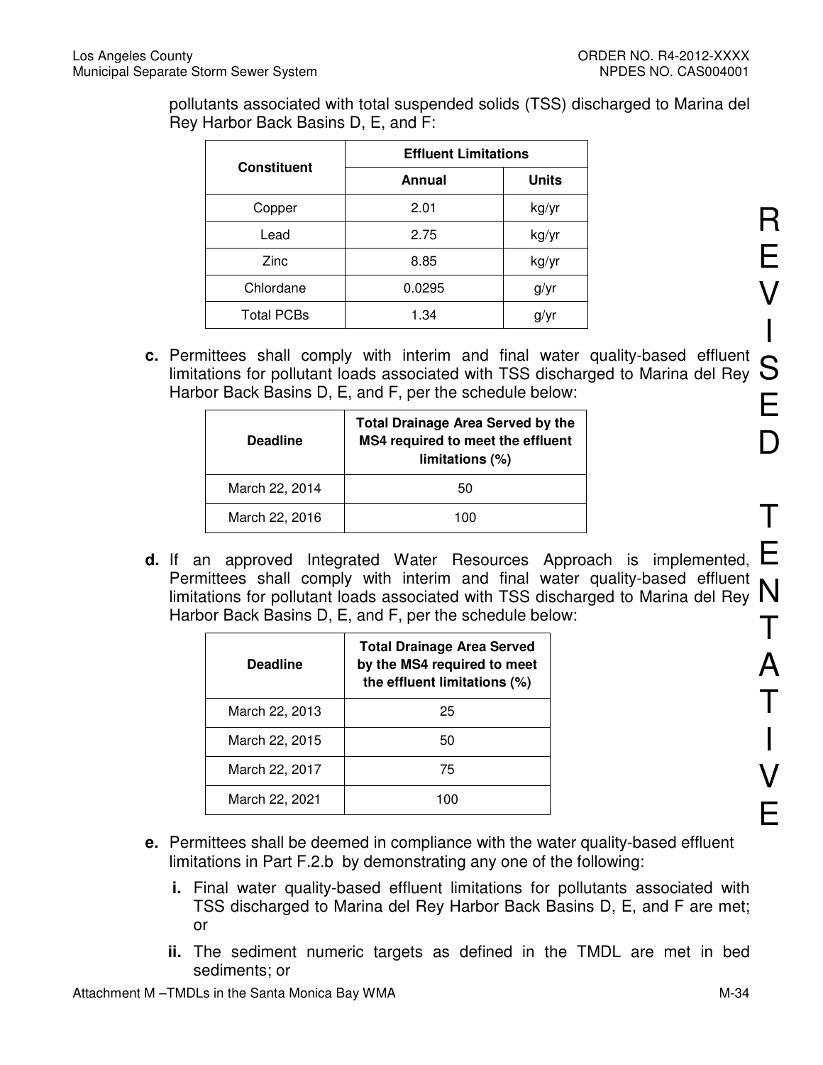pollutants associated with total suspended solids (TSS) discharged to Marina del Rey Harbor Back Basins D, E, and F:

| Constituent | Effluent Limitations | |
|---|---|---|
| | Annual | Units |
| Copper | 2.01 | kg/yr |
| Lead | 2.75 | kg/yr |
| Zinc | 8.85 | kg/yr |
| Chlordane | 0.0295 | g/yr |
| Total PCBs | 1.34 | g/yr |

**c.** Permittees shall comply with interim and final water quality-based effluent limitations for pollutant loads associated with TSS discharged to Marina del Rey Harbor Back Basins D, E, and F, per the schedule below:

| Deadline | Total Drainage Area Served by the MS4 required to meet the effluent limitations (%) |
|---|---|
| March 22, 2014 | 50 |
| March 22, 2016 | 100 |

**d.** If an approved Integrated Water Resources Approach is implemented, Permittees shall comply with interim and final water quality-based effluent limitations for pollutant loads associated with TSS discharged to Marina del Rey Harbor Back Basins D, E, and F, per the schedule below:

| Deadline | Total Drainage Area Served by the MS4 required to meet the effluent limitations (%) |
|---|---|
| March 22, 2013 | 25 |
| March 22, 2015 | 50 |
| March 22, 2017 | 75 |
| March 22, 2021 | 100 |

**e.** Permittees shall be deemed in compliance with the water quality-based effluent limitations in Part F.2.b by demonstrating any one of the following:

**i.** Final water quality-based effluent limitations for pollutants associated with TSS discharged to Marina del Rey Harbor Back Basins D, E, and F are met; or

**ii.** The sediment numeric targets as defined in the TMDL are met in bed sediments; or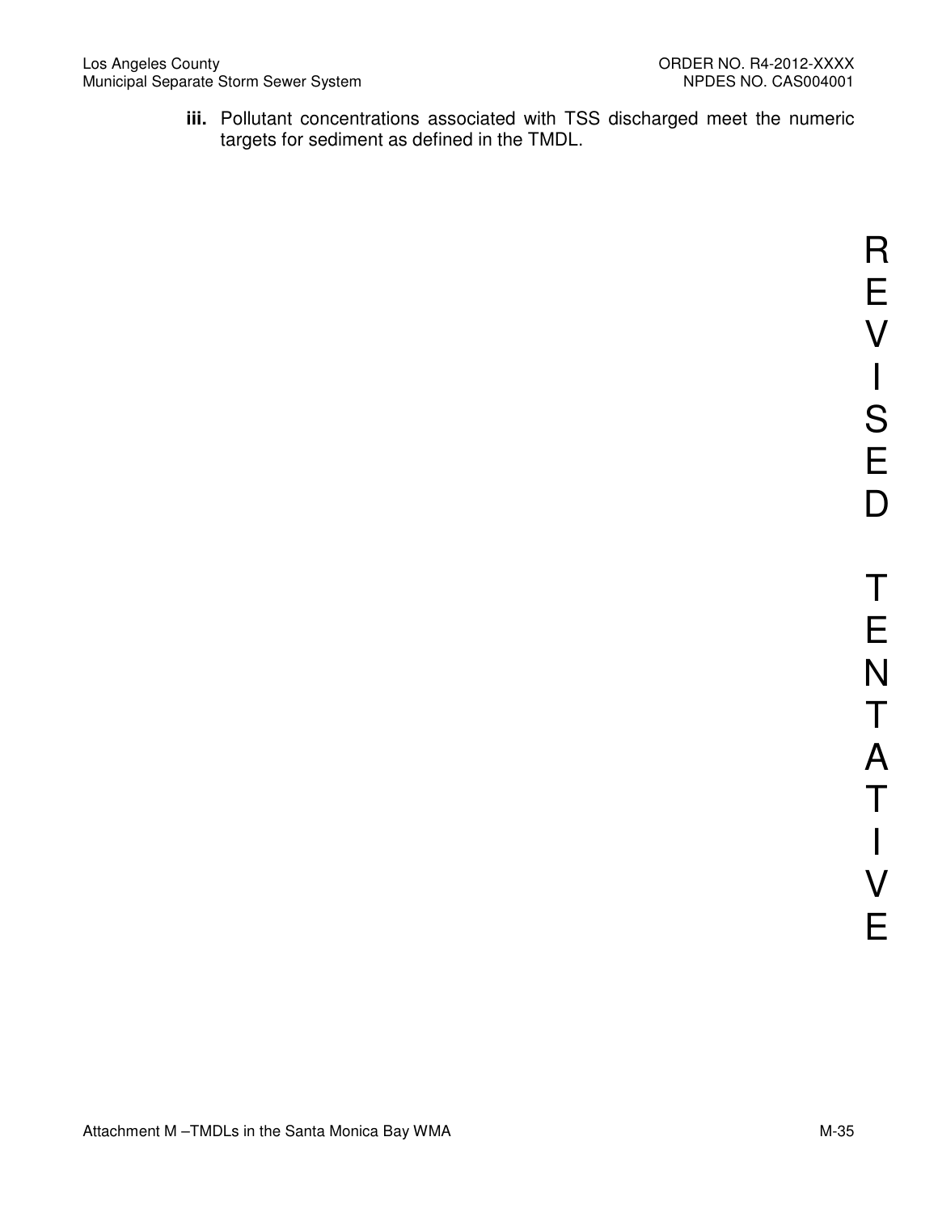**iii.** Pollutant concentrations associated with TSS discharged meet the numeric targets for sediment as defined in the TMDL.

REVISED TENTATIVE